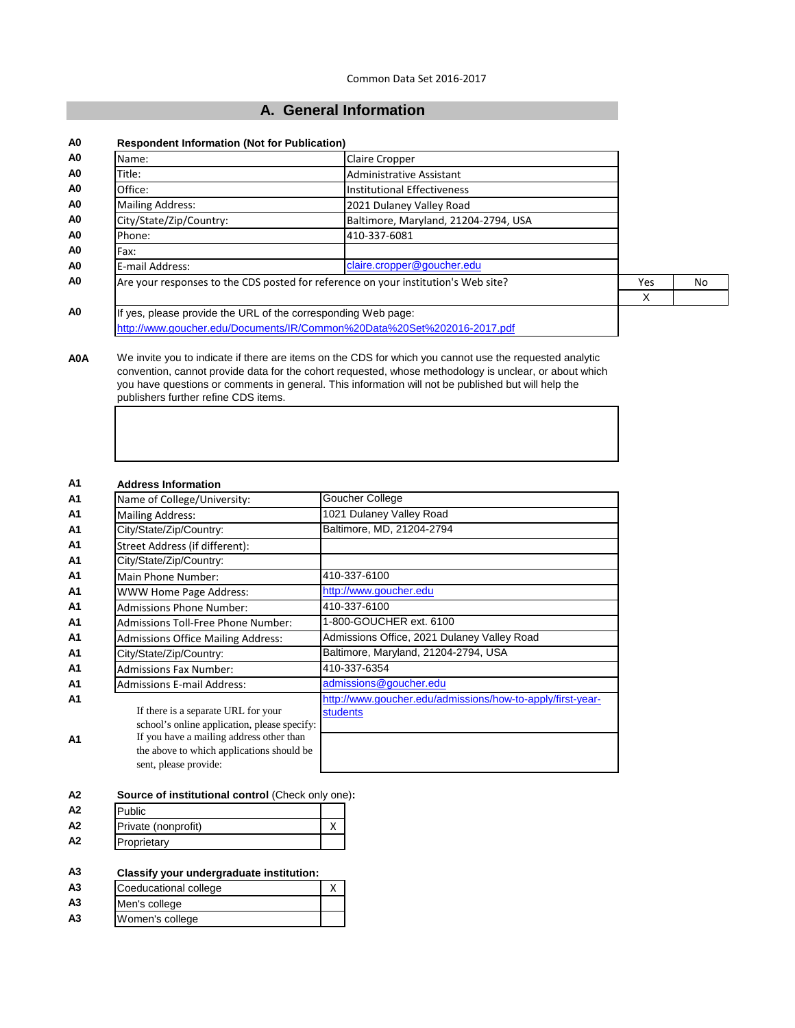Common Data Set 2016-2017

# A. General Information

**A0 Respondent Information (Not for Publication)**

| | | |
|---|---|---|
| A0 | Name: | Claire Cropper |
| A0 | Title: | Administrative Assistant |
| A0 | Office: | Institutional Effectiveness |
| A0 | Mailing Address: | 2021 Dulaney Valley Road |
| A0 | City/State/Zip/Country: | Baltimore, Maryland, 21204-2794, USA |
| A0 | Phone: | 410-337-6081 |
| A0 | Fax: | |
| A0 | E-mail Address: | claire.cropper@goucher.edu |

| | | Yes | No |
|---|---|---|---|
| A0 | Are your responses to the CDS posted for reference on your institution's Web site? | X | |

A0 If yes, please provide the URL of the corresponding Web page:
http://www.goucher.edu/Documents/IR/Common%20Data%20Set%202016-2017.pdf

**A0A** We invite you to indicate if there are items on the CDS for which you cannot use the requested analytic convention, cannot provide data for the cohort requested, whose methodology is unclear, or about which you have questions or comments in general. This information will not be published but will help the publishers further refine CDS items.

**A1 Address Information**

| | | |
|---|---|---|
| A1 | Name of College/University: | Goucher College |
| A1 | Mailing Address: | 1021 Dulaney Valley Road |
| A1 | City/State/Zip/Country: | Baltimore, MD, 21204-2794 |
| A1 | Street Address (if different): | |
| A1 | City/State/Zip/Country: | |
| A1 | Main Phone Number: | 410-337-6100 |
| A1 | WWW Home Page Address: | http://www.goucher.edu |
| A1 | Admissions Phone Number: | 410-337-6100 |
| A1 | Admissions Toll-Free Phone Number: | 1-800-GOUCHER ext. 6100 |
| A1 | Admissions Office Mailing Address: | Admissions Office, 2021 Dulaney Valley Road |
| A1 | City/State/Zip/Country: | Baltimore, Maryland, 21204-2794, USA |
| A1 | Admissions Fax Number: | 410-337-6354 |
| A1 | Admissions E-mail Address: | admissions@goucher.edu |
| A1 | If there is a separate URL for your school's online application, please specify: | http://www.goucher.edu/admissions/how-to-apply/first-year-students |
| A1 | If you have a mailing address other than the above to which applications should be sent, please provide: | |

**A2 Source of institutional control** (Check only one):

| | | |
|---|---|---|
| A2 | Public | |
| A2 | Private (nonprofit) | X |
| A2 | Proprietary | |

**A3 Classify your undergraduate institution:**

| | | |
|---|---|---|
| A3 | Coeducational college | X |
| A3 | Men's college | |
| A3 | Women's college | |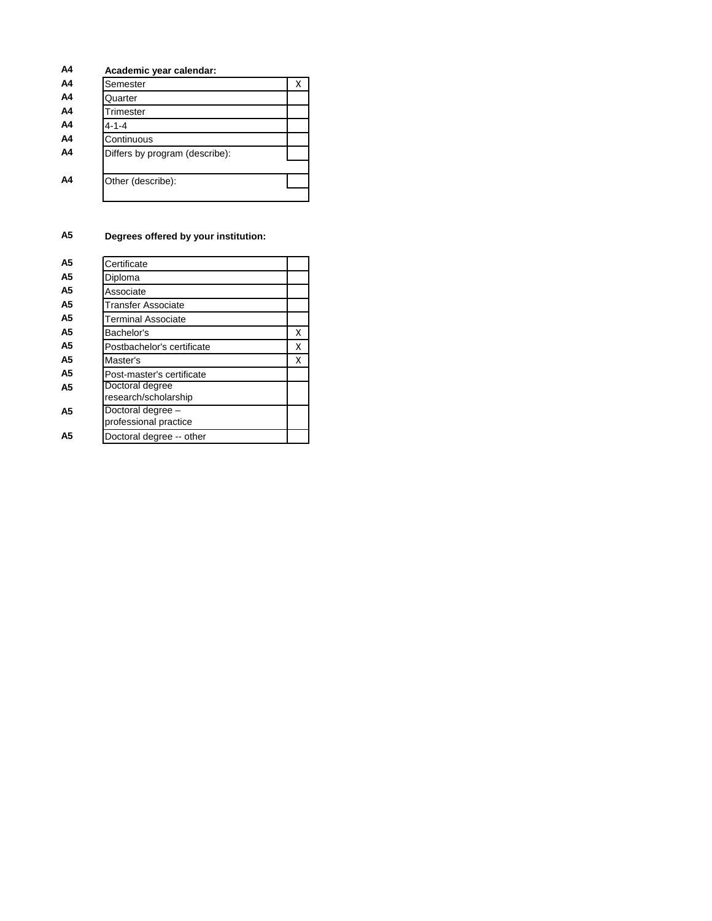**A4** **Academic year calendar:**

| A4 | | |
|---|---|---|
| A4 | Semester | X |
| A4 | Quarter | |
| A4 | Trimester | |
| A4 | 4-1-4 | |
| A4 | Continuous | |
| A4 | Differs by program (describe): | |
| | | |
| A4 | Other (describe): | |
| | | |

**A5** **Degrees offered by your institution:**

| A5 | | |
|---|---|---|
| A5 | Certificate | |
| A5 | Diploma | |
| A5 | Associate | |
| A5 | Transfer Associate | |
| A5 | Terminal Associate | |
| A5 | Bachelor's | X |
| A5 | Postbachelor's certificate | X |
| A5 | Master's | X |
| A5 | Post-master's certificate | |
| A5 | Doctoral degree research/scholarship | |
| A5 | Doctoral degree – professional practice | |
| A5 | Doctoral degree -- other | |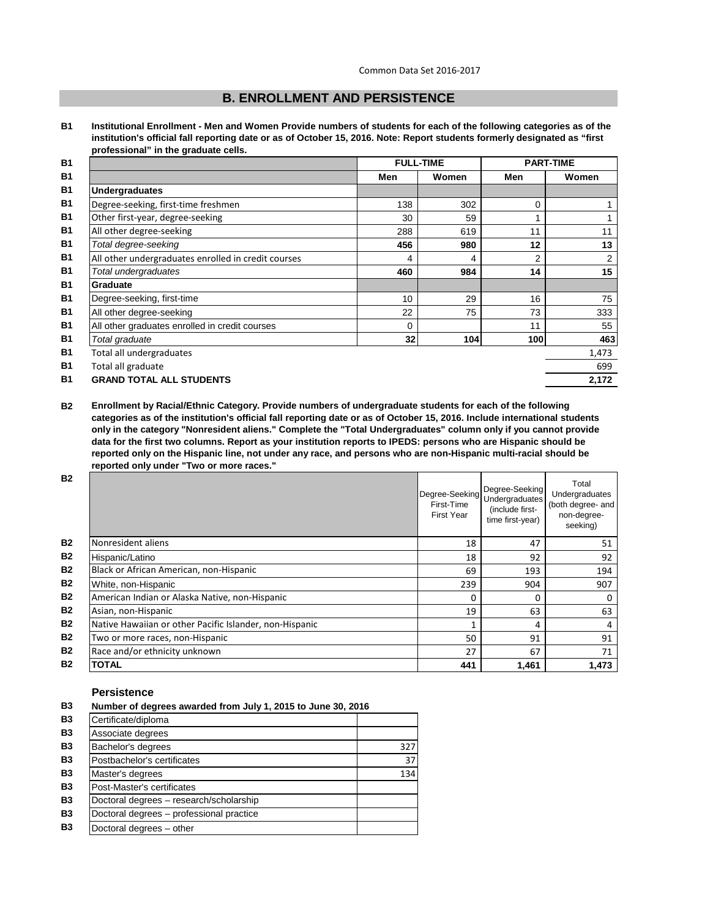## B. ENROLLMENT AND PERSISTENCE

**B1 Institutional Enrollment - Men and Women Provide numbers of students for each of the following categories as of the institution's official fall reporting date or as of October 15, 2016. Note: Report students formerly designated as "first professional" in the graduate cells.**

| | FULL-TIME | | PART-TIME | |
|---|---|---|---|---|
| | Men | Women | Men | Women |
| **Undergraduates** | | | | |
| Degree-seeking, first-time freshmen | 138 | 302 | 0 | 1 |
| Other first-year, degree-seeking | 30 | 59 | 1 | 1 |
| All other degree-seeking | 288 | 619 | 11 | 11 |
| *Total degree-seeking* | **456** | **980** | **12** | **13** |
| All other undergraduates enrolled in credit courses | 4 | 4 | 2 | 2 |
| *Total undergraduates* | **460** | **984** | **14** | **15** |
| **Graduate** | | | | |
| Degree-seeking, first-time | 10 | 29 | 16 | 75 |
| All other degree-seeking | 22 | 75 | 73 | 333 |
| All other graduates enrolled in credit courses | 0 | | 11 | 55 |
| *Total graduate* | **32** | **104** | **100** | **463** |
| Total all undergraduates | | | | 1,473 |
| Total all graduate | | | | 699 |
| **GRAND TOTAL ALL STUDENTS** | | | | **2,172** |

**B2 Enrollment by Racial/Ethnic Category. Provide numbers of undergraduate students for each of the following categories as of the institution's official fall reporting date or as of October 15, 2016. Include international students only in the category "Nonresident aliens." Complete the "Total Undergraduates" column only if you cannot provide data for the first two columns. Report as your institution reports to IPEDS: persons who are Hispanic should be reported only on the Hispanic line, not under any race, and persons who are non-Hispanic multi-racial should be reported only under "Two or more races."**

| | Degree-Seeking First-Time First Year | Degree-Seeking Undergraduates (include first-time first-year) | Total Undergraduates (both degree- and non-degree-seeking) |
|---|---|---|---|
| Nonresident aliens | 18 | 47 | 51 |
| Hispanic/Latino | 18 | 92 | 92 |
| Black or African American, non-Hispanic | 69 | 193 | 194 |
| White, non-Hispanic | 239 | 904 | 907 |
| American Indian or Alaska Native, non-Hispanic | 0 | 0 | 0 |
| Asian, non-Hispanic | 19 | 63 | 63 |
| Native Hawaiian or other Pacific Islander, non-Hispanic | 1 | 4 | 4 |
| Two or more races, non-Hispanic | 50 | 91 | 91 |
| Race and/or ethnicity unknown | 27 | 67 | 71 |
| **TOTAL** | **441** | **1,461** | **1,473** |

### Persistence

**B3 Number of degrees awarded from July 1, 2015 to June 30, 2016**

| | |
|---|---|
| Certificate/diploma | |
| Associate degrees | |
| Bachelor's degrees | 327 |
| Postbachelor's certificates | 37 |
| Master's degrees | 134 |
| Post-Master's certificates | |
| Doctoral degrees – research/scholarship | |
| Doctoral degrees – professional practice | |
| Doctoral degrees – other | |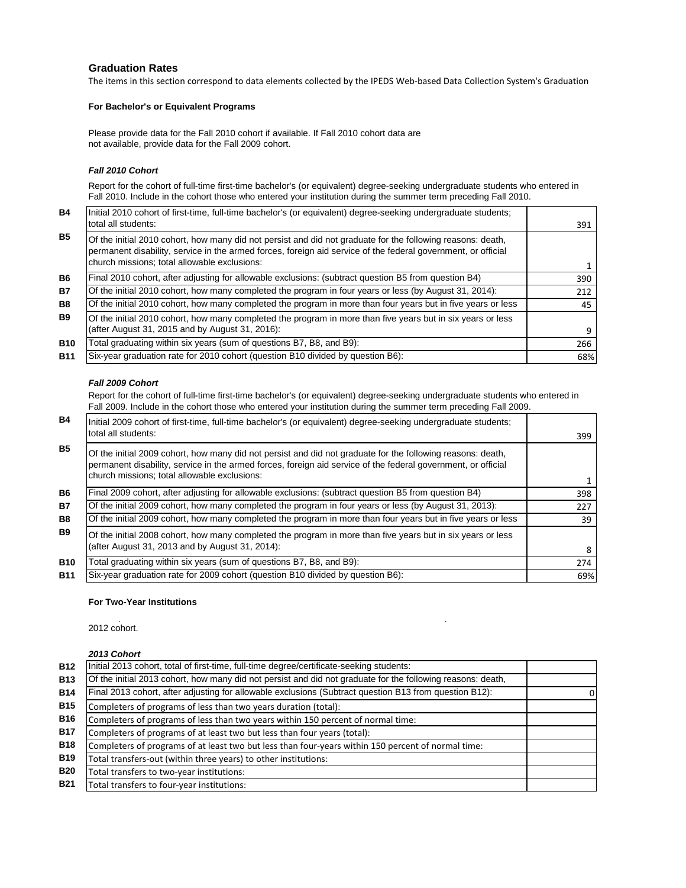## Graduation Rates

The items in this section correspond to data elements collected by the IPEDS Web-based Data Collection System's Graduation

### For Bachelor's or Equivalent Programs

Please provide data for the Fall 2010 cohort if available. If Fall 2010 cohort data are not available, provide data for the Fall 2009 cohort.

#### *Fall 2010 Cohort*

Report for the cohort of full-time first-time bachelor's (or equivalent) degree-seeking undergraduate students who entered in Fall 2010. Include in the cohort those who entered your institution during the summer term preceding Fall 2010.

| | | |
|---|---|---|
| **B4** | Initial 2010 cohort of first-time, full-time bachelor's (or equivalent) degree-seeking undergraduate students; total all students: | 391 |
| **B5** | Of the initial 2010 cohort, how many did not persist and did not graduate for the following reasons: death, permanent disability, service in the armed forces, foreign aid service of the federal government, or official church missions; total allowable exclusions: | 1 |
| **B6** | Final 2010 cohort, after adjusting for allowable exclusions: (subtract question B5 from question B4) | 390 |
| **B7** | Of the initial 2010 cohort, how many completed the program in four years or less (by August 31, 2014): | 212 |
| **B8** | Of the initial 2010 cohort, how many completed the program in more than four years but in five years or less | 45 |
| **B9** | Of the initial 2010 cohort, how many completed the program in more than five years but in six years or less (after August 31, 2015 and by August 31, 2016): | 9 |
| **B10** | Total graduating within six years (sum of questions B7, B8, and B9): | 266 |
| **B11** | Six-year graduation rate for 2010 cohort (question B10 divided by question B6): | 68% |

#### *Fall 2009 Cohort*

Report for the cohort of full-time first-time bachelor's (or equivalent) degree-seeking undergraduate students who entered in Fall 2009. Include in the cohort those who entered your institution during the summer term preceding Fall 2009.

| | | |
|---|---|---|
| **B4** | Initial 2009 cohort of first-time, full-time bachelor's (or equivalent) degree-seeking undergraduate students; total all students: | 399 |
| **B5** | Of the initial 2009 cohort, how many did not persist and did not graduate for the following reasons: death, permanent disability, service in the armed forces, foreign aid service of the federal government, or official church missions; total allowable exclusions: | 1 |
| **B6** | Final 2009 cohort, after adjusting for allowable exclusions: (subtract question B5 from question B4) | 398 |
| **B7** | Of the initial 2009 cohort, how many completed the program in four years or less (by August 31, 2013): | 227 |
| **B8** | Of the initial 2009 cohort, how many completed the program in more than four years but in five years or less | 39 |
| **B9** | Of the initial 2008 cohort, how many completed the program in more than five years but in six years or less (after August 31, 2013 and by August 31, 2014): | 8 |
| **B10** | Total graduating within six years (sum of questions B7, B8, and B9): | 274 |
| **B11** | Six-year graduation rate for 2009 cohort (question B10 divided by question B6): | 69% |

### For Two-Year Institutions

2012 cohort.

#### *2013 Cohort*

| | | |
|---|---|---|
| **B12** | Initial 2013 cohort, total of first-time, full-time degree/certificate-seeking students: | |
| **B13** | Of the initial 2013 cohort, how many did not persist and did not graduate for the following reasons: death, | |
| **B14** | Final 2013 cohort, after adjusting for allowable exclusions (Subtract question B13 from question B12): | 0 |
| **B15** | Completers of programs of less than two years duration (total): | |
| **B16** | Completers of programs of less than two years within 150 percent of normal time: | |
| **B17** | Completers of programs of at least two but less than four years (total): | |
| **B18** | Completers of programs of at least two but less than four-years within 150 percent of normal time: | |
| **B19** | Total transfers-out (within three years) to other institutions: | |
| **B20** | Total transfers to two-year institutions: | |
| **B21** | Total transfers to four-year institutions: | |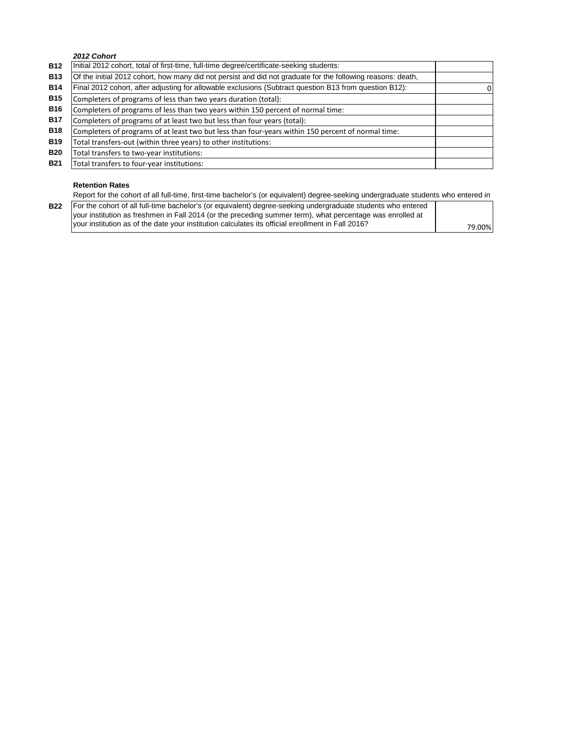***2012 Cohort***

| | | |
|---|---|---|
| **B12** | Initial 2012 cohort, total of first-time, full-time degree/certificate-seeking students: | |
| **B13** | Of the initial 2012 cohort, how many did not persist and did not graduate for the following reasons: death, | |
| **B14** | Final 2012 cohort, after adjusting for allowable exclusions (Subtract question B13 from question B12): | 0 |
| **B15** | Completers of programs of less than two years duration (total): | |
| **B16** | Completers of programs of less than two years within 150 percent of normal time: | |
| **B17** | Completers of programs of at least two but less than four years (total): | |
| **B18** | Completers of programs of at least two but less than four-years within 150 percent of normal time: | |
| **B19** | Total transfers-out (within three years) to other institutions: | |
| **B20** | Total transfers to two-year institutions: | |
| **B21** | Total transfers to four-year institutions: | |

**Retention Rates**

Report for the cohort of all full-time, first-time bachelor's (or equivalent) degree-seeking undergraduate students who entered in

| | | |
|---|---|---|
| **B22** | For the cohort of all full-time bachelor's (or equivalent) degree-seeking undergraduate students who entered your institution as freshmen in Fall 2014 (or the preceding summer term), what percentage was enrolled at your institution as of the date your institution calculates its official enrollment in Fall 2016? | 79.00% |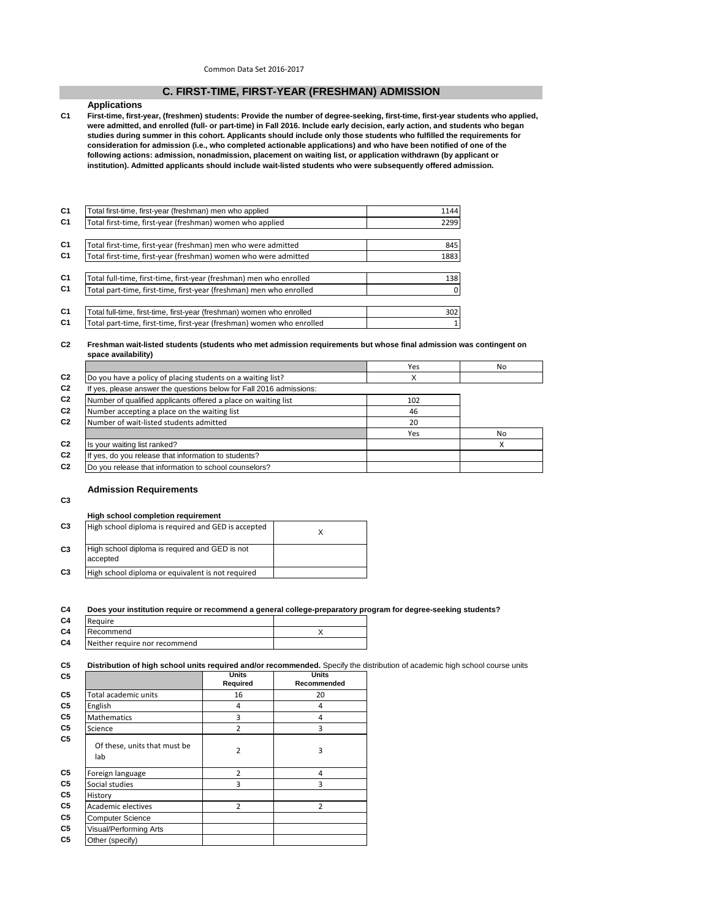Common Data Set 2016-2017

## C. FIRST-TIME, FIRST-YEAR (FRESHMAN) ADMISSION

### Applications

**C1** **First-time, first-year, (freshmen) students: Provide the number of degree-seeking, first-time, first-year students who applied, were admitted, and enrolled (full- or part-time) in Fall 2016. Include early decision, early action, and students who began studies during summer in this cohort. Applicants should include only those students who fulfilled the requirements for consideration for admission (i.e., who completed actionable applications) and who have been notified of one of the following actions: admission, nonadmission, placement on waiting list, or application withdrawn (by applicant or institution). Admitted applicants should include wait-listed students who were subsequently offered admission.**

| | | |
|---|---|---|
| C1 | Total first-time, first-year (freshman) men who applied | 1144 |
| C1 | Total first-time, first-year (freshman) women who applied | 2299 |
| C1 | Total first-time, first-year (freshman) men who were admitted | 845 |
| C1 | Total first-time, first-year (freshman) women who were admitted | 1883 |
| C1 | Total full-time, first-time, first-year (freshman) men who enrolled | 138 |
| C1 | Total part-time, first-time, first-year (freshman) men who enrolled | 0 |
| C1 | Total full-time, first-time, first-year (freshman) women who enrolled | 302 |
| C1 | Total part-time, first-time, first-year (freshman) women who enrolled | 1 |

**C2** **Freshman wait-listed students (students who met admission requirements but whose final admission was contingent on space availability)**

| | | Yes | No |
|---|---|---|---|
| C2 | Do you have a policy of placing students on a waiting list? | X | |
| C2 | If yes, please answer the questions below for Fall 2016 admissions: | | |
| C2 | Number of qualified applicants offered a place on waiting list | 102 | |
| C2 | Number accepting a place on the waiting list | 46 | |
| C2 | Number of wait-listed students admitted | 20 | |
| | | Yes | No |
| C2 | Is your waiting list ranked? | | X |
| C2 | If yes, do you release that information to students? | | |
| C2 | Do you release that information to school counselors? | | |

### Admission Requirements

**C3**

**High school completion requirement**

| | | |
|---|---|---|
| C3 | High school diploma is required and GED is accepted | X |
| C3 | High school diploma is required and GED is not accepted | |
| C3 | High school diploma or equivalent is not required | |

**C4** **Does your institution require or recommend a general college-preparatory program for degree-seeking students?**

| | | |
|---|---|---|
| C4 | Require | |
| C4 | Recommend | X |
| C4 | Neither require nor recommend | |

**C5** **Distribution of high school units required and/or recommended.** Specify the distribution of academic high school course units

| | | Units Required | Units Recommended |
|---|---|---|---|
| C5 | Total academic units | 16 | 20 |
| C5 | English | 4 | 4 |
| C5 | Mathematics | 3 | 4 |
| C5 | Science | 2 | 3 |
| C5 | Of these, units that must be lab | 2 | 3 |
| C5 | Foreign language | 2 | 4 |
| C5 | Social studies | 3 | 3 |
| C5 | History | | |
| C5 | Academic electives | 2 | 2 |
| C5 | Computer Science | | |
| C5 | Visual/Performing Arts | | |
| C5 | Other (specify) | | |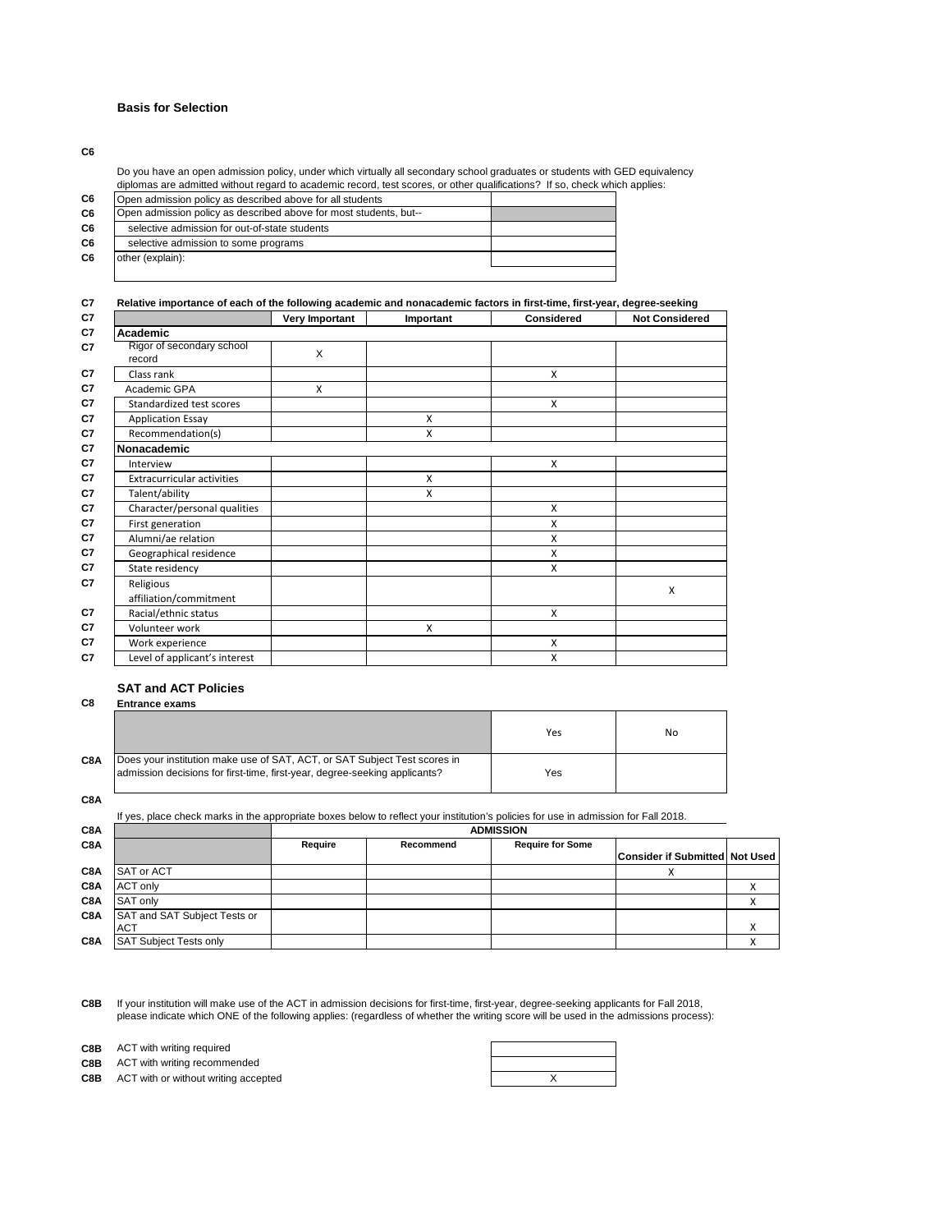## Basis for Selection

**C6**

Do you have an open admission policy, under which virtually all secondary school graduates or students with GED equivalency diplomas are admitted without regard to academic record, test scores, or other qualifications? If so, check which applies:

| | | |
|---|---|---|
| C6 | Open admission policy as described above for all students | |
| C6 | Open admission policy as described above for most students, but-- | |
| C6 | selective admission for out-of-state students | |
| C6 | selective admission to some programs | |
| C6 | other (explain): | |

**C7 Relative importance of each of the following academic and nonacademic factors in first-time, first-year, degree-seeking**

| | | Very Important | Important | Considered | Not Considered |
|---|---|---|---|---|---|
| C7 | **Academic** | | | | |
| C7 | Rigor of secondary school record | X | | | |
| C7 | Class rank | | | X | |
| C7 | Academic GPA | X | | | |
| C7 | Standardized test scores | | | X | |
| C7 | Application Essay | | X | | |
| C7 | Recommendation(s) | | X | | |
| C7 | **Nonacademic** | | | | |
| C7 | Interview | | | X | |
| C7 | Extracurricular activities | | X | | |
| C7 | Talent/ability | | X | | |
| C7 | Character/personal qualities | | | X | |
| C7 | First generation | | | X | |
| C7 | Alumni/ae relation | | | X | |
| C7 | Geographical residence | | | X | |
| C7 | State residency | | | X | |
| C7 | Religious affiliation/commitment | | | | X |
| C7 | Racial/ethnic status | | | X | |
| C7 | Volunteer work | | X | | |
| C7 | Work experience | | | X | |
| C7 | Level of applicant's interest | | | X | |

### SAT and ACT Policies

**C8 Entrance exams**

| | | Yes | No |
|---|---|---|---|
| C8A | Does your institution make use of SAT, ACT, or SAT Subject Test scores in admission decisions for first-time, first-year, degree-seeking applicants? | Yes | |

**C8A**

If yes, place check marks in the appropriate boxes below to reflect your institution's policies for use in admission for Fall 2018.

| | | ADMISSION | | | | |
|---|---|---|---|---|---|---|
| C8A | | Require | Recommend | Require for Some | Consider if Submitted | Not Used |
| C8A | SAT or ACT | | | | X | |
| C8A | ACT only | | | | | X |
| C8A | SAT only | | | | | X |
| C8A | SAT and SAT Subject Tests or ACT | | | | | X |
| C8A | SAT Subject Tests only | | | | | X |

**C8B** If your institution will make use of the ACT in admission decisions for first-time, first-year, degree-seeking applicants for Fall 2018, please indicate which ONE of the following applies: (regardless of whether the writing score will be used in the admissions process):

| | | |
|---|---|---|
| C8B | ACT with writing required | |
| C8B | ACT with writing recommended | |
| C8B | ACT with or without writing accepted | X |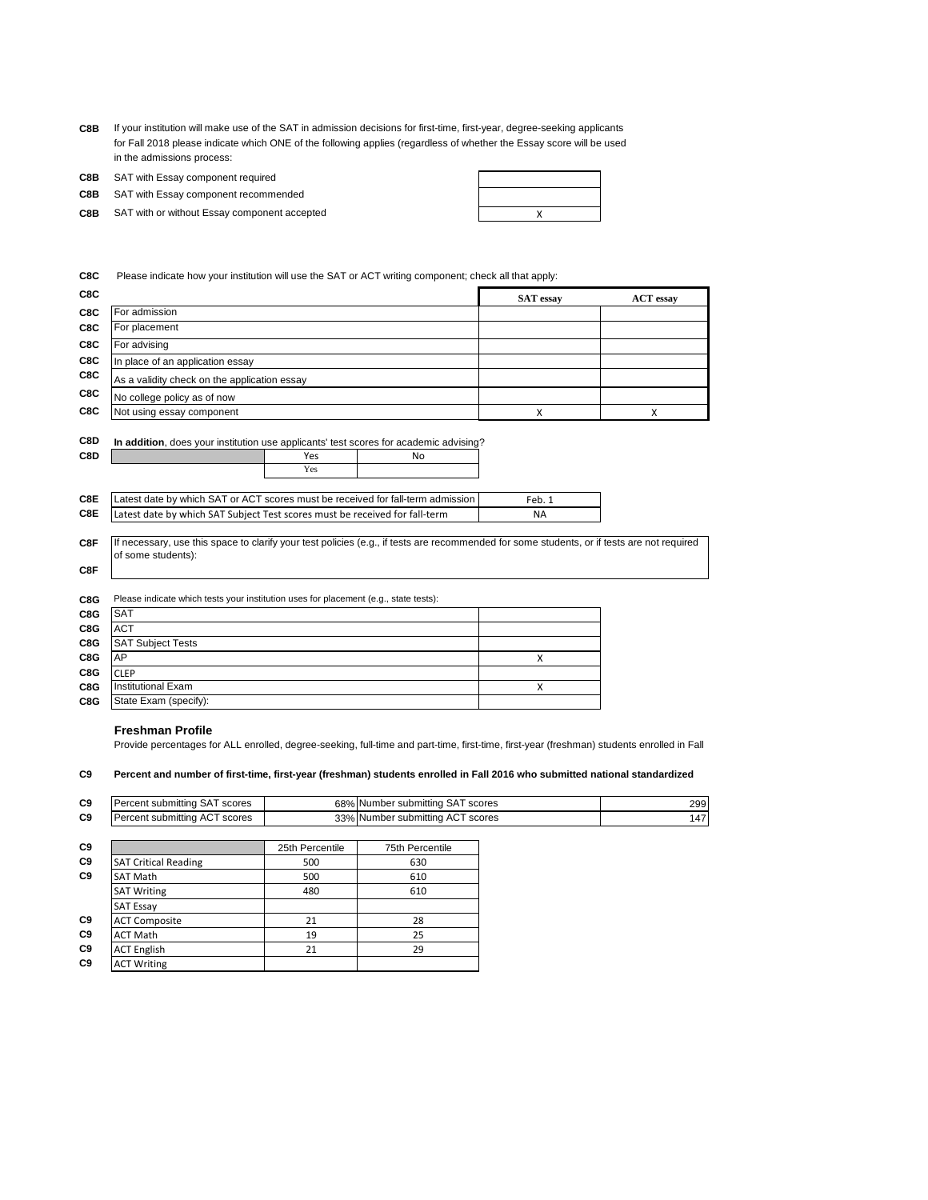**C8B** If your institution will make use of the SAT in admission decisions for first-time, first-year, degree-seeking applicants for Fall 2018 please indicate which ONE of the following applies (regardless of whether the Essay score will be used in the admissions process:

| | | |
|---|---|---|
| C8B | SAT with Essay component required | |
| C8B | SAT with Essay component recommended | |
| C8B | SAT with or without Essay component accepted | X |

**C8C** Please indicate how your institution will use the SAT or ACT writing component; check all that apply:

| | | SAT essay | ACT essay |
|---|---|---|---|
| C8C | For admission | | |
| C8C | For placement | | |
| C8C | For advising | | |
| C8C | In place of an application essay | | |
| C8C | As a validity check on the application essay | | |
| C8C | No college policy as of now | | |
| C8C | Not using essay component | X | X |

**C8D** **In addition**, does your institution use applicants' test scores for academic advising?

| | | Yes | No |
|---|---|---|---|
| C8D | | Yes | |

| | | |
|---|---|---|
| C8E | Latest date by which SAT or ACT scores must be received for fall-term admission | Feb. 1 |
| C8E | Latest date by which SAT Subject Test scores must be received for fall-term | NA |

**C8F** If necessary, use this space to clarify your test policies (e.g., if tests are recommended for some students, or if tests are not required of some students):

**C8F**

**C8G** Please indicate which tests your institution uses for placement (e.g., state tests):

| | | |
|---|---|---|
| C8G | SAT | |
| C8G | ACT | |
| C8G | SAT Subject Tests | |
| C8G | AP | X |
| C8G | CLEP | |
| C8G | Institutional Exam | X |
| C8G | State Exam (specify): | |

### Freshman Profile

Provide percentages for ALL enrolled, degree-seeking, full-time and part-time, first-time, first-year (freshman) students enrolled in Fall

**C9** **Percent and number of first-time, first-year (freshman) students enrolled in Fall 2016 who submitted national standardized**

| | | | | |
|---|---|---|---|---|
| C9 | Percent submitting SAT scores | 68% | Number submitting SAT scores | 299 |
| C9 | Percent submitting ACT scores | 33% | Number submitting ACT scores | 147 |

| | | 25th Percentile | 75th Percentile |
|---|---|---|---|
| C9 | SAT Critical Reading | 500 | 630 |
| C9 | SAT Math | 500 | 610 |
| | SAT Writing | 480 | 610 |
| | SAT Essay | | |
| C9 | ACT Composite | 21 | 28 |
| C9 | ACT Math | 19 | 25 |
| C9 | ACT English | 21 | 29 |
| C9 | ACT Writing | | |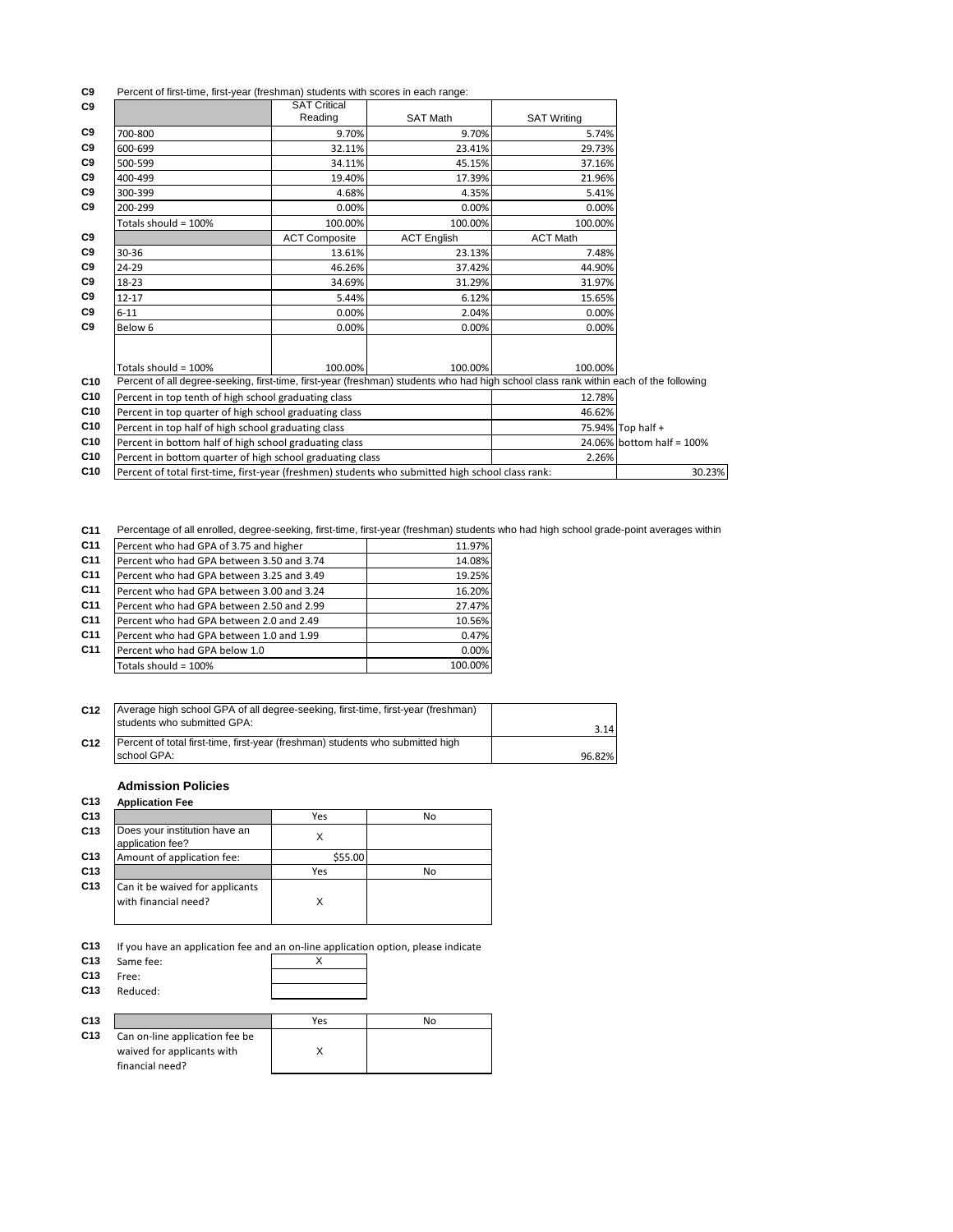C9 Percent of first-time, first-year (freshman) students with scores in each range:

| | SAT Critical Reading | SAT Math | SAT Writing |
|---|---|---|---|
| 700-800 | 9.70% | 9.70% | 5.74% |
| 600-699 | 32.11% | 23.41% | 29.73% |
| 500-599 | 34.11% | 45.15% | 37.16% |
| 400-499 | 19.40% | 17.39% | 21.96% |
| 300-399 | 4.68% | 4.35% | 5.41% |
| 200-299 | 0.00% | 0.00% | 0.00% |
| Totals should = 100% | 100.00% | 100.00% | 100.00% |

| | ACT Composite | ACT English | ACT Math |
|---|---|---|---|
| 30-36 | 13.61% | 23.13% | 7.48% |
| 24-29 | 46.26% | 37.42% | 44.90% |
| 18-23 | 34.69% | 31.29% | 31.97% |
| 12-17 | 5.44% | 6.12% | 15.65% |
| 6-11 | 0.00% | 2.04% | 0.00% |
| Below 6 | 0.00% | 0.00% | 0.00% |
| Totals should = 100% | 100.00% | 100.00% | 100.00% |

C10 Percent of all degree-seeking, first-time, first-year (freshman) students who had high school class rank within each of the following

| | | |
|---|---|---|
| Percent in top tenth of high school graduating class | 12.78% | |
| Percent in top quarter of high school graduating class | 46.62% | |
| Percent in top half of high school graduating class | 75.94% | Top half + |
| Percent in bottom half of high school graduating class | 24.06% | bottom half = 100% |
| Percent in bottom quarter of high school graduating class | 2.26% | |
| Percent of total first-time, first-year (freshmen) students who submitted high school class rank: | | 30.23% |

C11 Percentage of all enrolled, degree-seeking, first-time, first-year (freshman) students who had high school grade-point averages within

| | |
|---|---|
| Percent who had GPA of 3.75 and higher | 11.97% |
| Percent who had GPA between 3.50 and 3.74 | 14.08% |
| Percent who had GPA between 3.25 and 3.49 | 19.25% |
| Percent who had GPA between 3.00 and 3.24 | 16.20% |
| Percent who had GPA between 2.50 and 2.99 | 27.47% |
| Percent who had GPA between 2.0 and 2.49 | 10.56% |
| Percent who had GPA between 1.0 and 1.99 | 0.47% |
| Percent who had GPA below 1.0 | 0.00% |
| Totals should = 100% | 100.00% |

C12

| | |
|---|---|
| Average high school GPA of all degree-seeking, first-time, first-year (freshman) students who submitted GPA: | 3.14 |
| Percent of total first-time, first-year (freshman) students who submitted high school GPA: | 96.82% |

## Admission Policies

### C13 Application Fee

| | Yes | No |
|---|---|---|
| Does your institution have an application fee? | X | |
| Amount of application fee: | $55.00 | |

| | Yes | No |
|---|---|---|
| Can it be waived for applicants with financial need? | X | |

C13 If you have an application fee and an on-line application option, please indicate

| | |
|---|---|
| Same fee: | X |
| Free: | |
| Reduced: | |

| | Yes | No |
|---|---|---|
| Can on-line application fee be waived for applicants with financial need? | X | |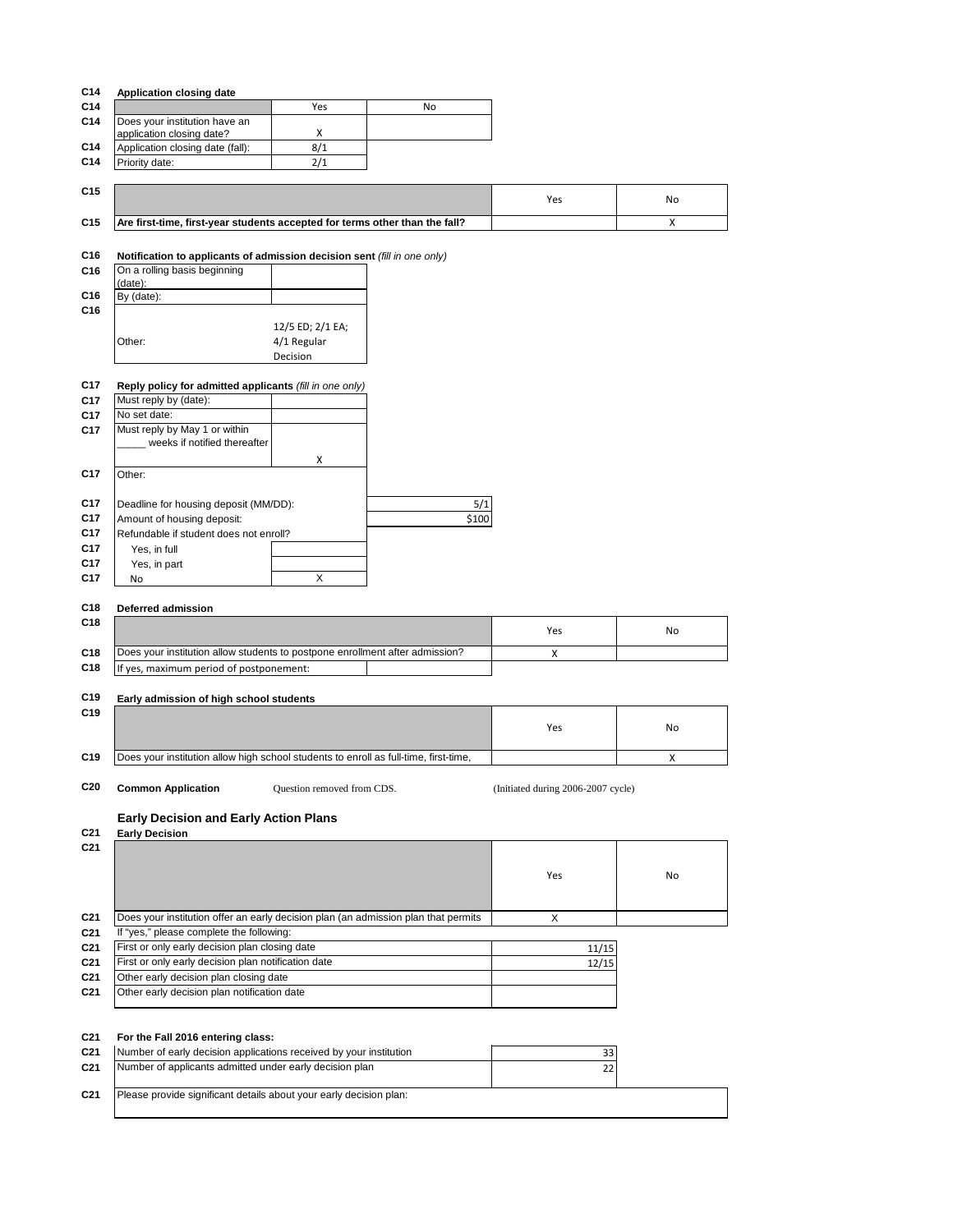**C14 Application closing date**

| C14 | | Yes | No |
|---|---|---|---|
| C14 | Does your institution have an application closing date? | X | |
| C14 | Application closing date (fall): | 8/1 | |
| C14 | Priority date: | 2/1 | |

| C15 | | Yes | No |
|---|---|---|---|
| C15 | **Are first-time, first-year students accepted for terms other than the fall?** | | X |

**C16 Notification to applicants of admission decision sent** *(fill in one only)*

| C16 | | |
|---|---|---|
| C16 | On a rolling basis beginning (date): | |
| C16 | By (date): | |
| C16 | Other: | 12/5 ED; 2/1 EA; 4/1 Regular Decision |

**C17 Reply policy for admitted applicants** *(fill in one only)*

| C17 | | |
|---|---|---|
| C17 | Must reply by (date): | |
| C17 | No set date: | |
| C17 | Must reply by May 1 or within _____ weeks if notified thereafter | X |
| C17 | Other: | |

| C17 | | |
|---|---|---|
| C17 | Deadline for housing deposit (MM/DD): | 5/1 |
| C17 | Amount of housing deposit: | $100 |
| C17 | Refundable if student does not enroll? | |
| C17 | Yes, in full | |
| C17 | Yes, in part | |
| C17 | No | X |

**C18 Deferred admission**

| C18 | | Yes | No |
|---|---|---|---|
| C18 | Does your institution allow students to postpone enrollment after admission? | X | |
| C18 | If yes, maximum period of postponement: | | |

**C19 Early admission of high school students**

| C19 | | Yes | No |
|---|---|---|---|
| C19 | Does your institution allow high school students to enroll as full-time, first-time, | | X |

**C20 Common Application** Question removed from CDS. (Initiated during 2006-2007 cycle)

## Early Decision and Early Action Plans

**C21 Early Decision**

| C21 | | Yes | No |
|---|---|---|---|
| C21 | Does your institution offer an early decision plan (an admission plan that permits | X | |
| C21 | If "yes," please complete the following: | | |
| C21 | First or only early decision plan closing date | 11/15 | |
| C21 | First or only early decision plan notification date | 12/15 | |
| C21 | Other early decision plan closing date | | |
| C21 | Other early decision plan notification date | | |

**C21 For the Fall 2016 entering class:**

| C21 | | |
|---|---|---|
| C21 | Number of early decision applications received by your institution | 33 |
| C21 | Number of applicants admitted under early decision plan | 22 |

C21 Please provide significant details about your early decision plan: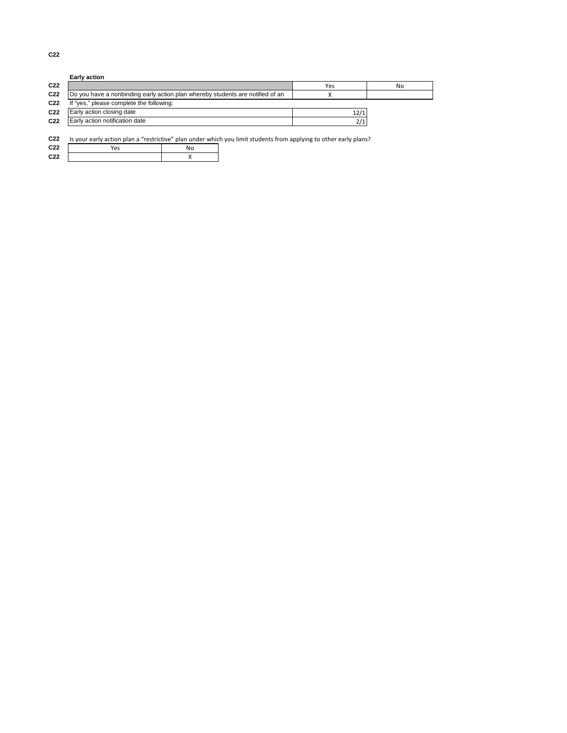C22

**Early action**

| | Yes | No |
|---|---|---|
| Do you have a nonbinding early action plan whereby students are notified of an | X | |

If "yes," please complete the following:

| | |
|---|---|
| Early action closing date | 12/1 |
| Early action notification date | 2/1 |

Is your early action plan a "restrictive" plan under which you limit students from applying to other early plans?

| Yes | No |
|---|---|
| | X |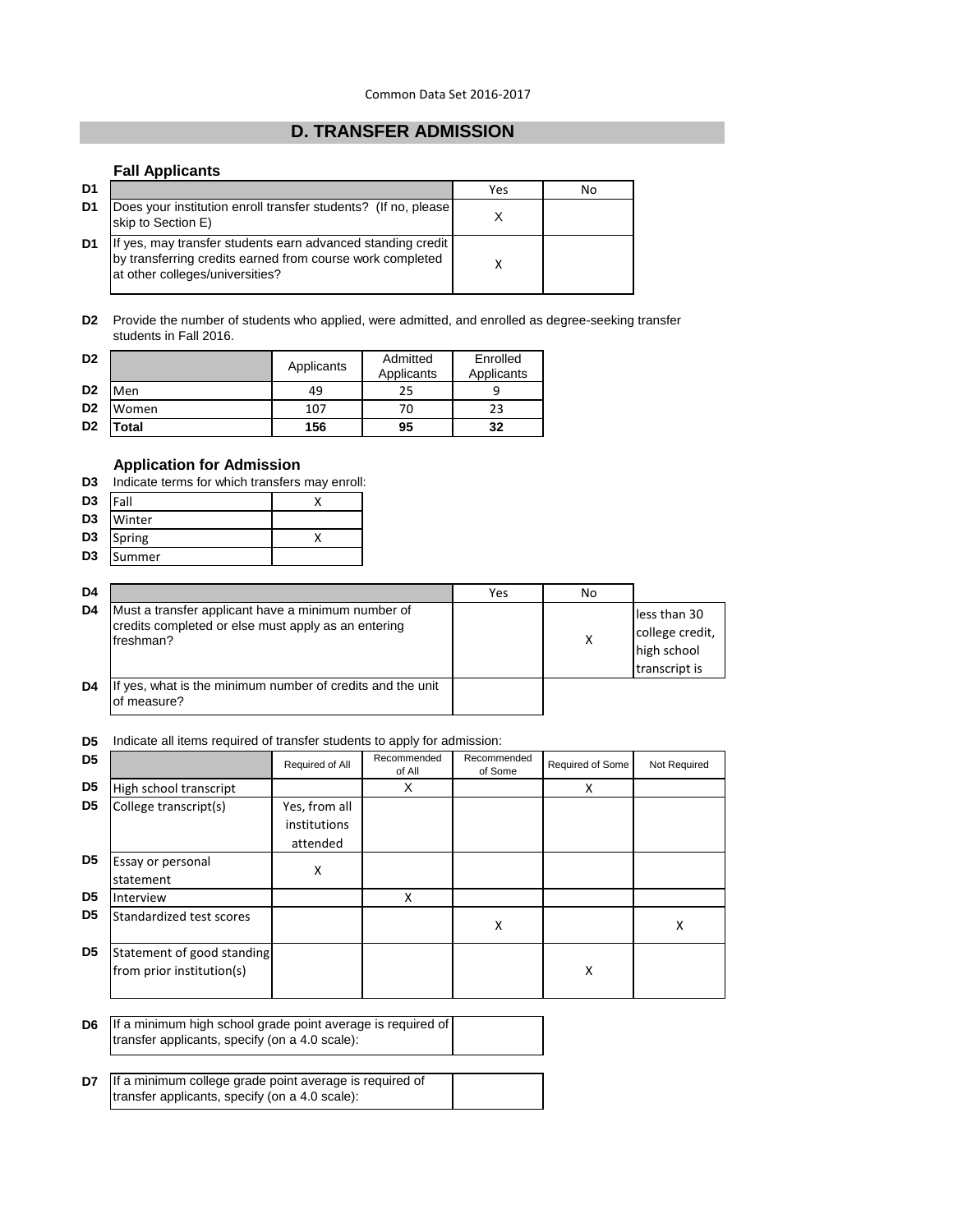# D. TRANSFER ADMISSION

### Fall Applicants

| | | Yes | No |
|---|---|---|---|
| D1 | Does your institution enroll transfer students? (If no, please skip to Section E) | X | |
| D1 | If yes, may transfer students earn advanced standing credit by transferring credits earned from course work completed at other colleges/universities? | X | |

**D2** Provide the number of students who applied, were admitted, and enrolled as degree-seeking transfer students in Fall 2016.

| | | Applicants | Admitted Applicants | Enrolled Applicants |
|---|---|---|---|---|
| D2 | Men | 49 | 25 | 9 |
| D2 | Women | 107 | 70 | 23 |
| D2 | **Total** | **156** | **95** | **32** |

### Application for Admission

**D3** Indicate terms for which transfers may enroll:

| | | |
|---|---|---|
| D3 | Fall | X |
| D3 | Winter | |
| D3 | Spring | X |
| D3 | Summer | |

| | | Yes | No | |
|---|---|---|---|---|
| D4 | Must a transfer applicant have a minimum number of credits completed or else must apply as an entering freshman? | | X | less than 30 college credit, high school transcript is |
| D4 | If yes, what is the minimum number of credits and the unit of measure? | | | |

**D5** Indicate all items required of transfer students to apply for admission:

| | | Required of All | Recommended of All | Recommended of Some | Required of Some | Not Required |
|---|---|---|---|---|---|---|
| D5 | High school transcript | | X | | X | |
| D5 | College transcript(s) | Yes, from all institutions attended | | | | |
| D5 | Essay or personal statement | X | | | | |
| D5 | Interview | | X | | | |
| D5 | Standardized test scores | | | X | | X |
| D5 | Statement of good standing from prior institution(s) | | | | X | |

| | | |
|---|---|---|
| D6 | If a minimum high school grade point average is required of transfer applicants, specify (on a 4.0 scale): | |

| | | |
|---|---|---|
| D7 | If a minimum college grade point average is required of transfer applicants, specify (on a 4.0 scale): | |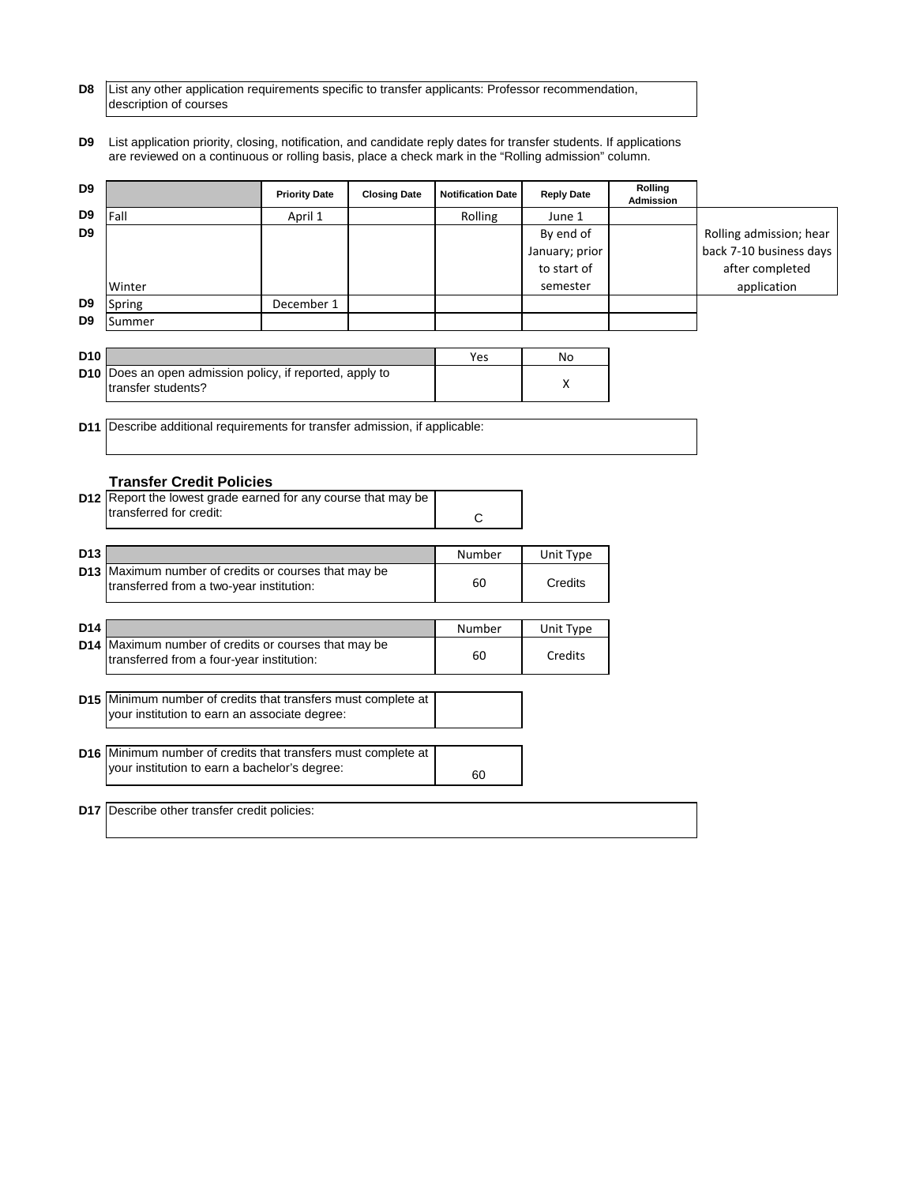**D8** List any other application requirements specific to transfer applicants: Professor recommendation, description of courses

**D9** List application priority, closing, notification, and candidate reply dates for transfer students. If applications are reviewed on a continuous or rolling basis, place a check mark in the "Rolling admission" column.

| D9 | | Priority Date | Closing Date | Notification Date | Reply Date | Rolling Admission | |
|---|---|---|---|---|---|---|---|
| D9 | Fall | April 1 | | Rolling | June 1 | | |
| D9 | Winter | | | | By end of January; prior to start of semester | | Rolling admission; hear back 7-10 business days after completed application |
| D9 | Spring | December 1 | | | | | |
| D9 | Summer | | | | | | |

| D10 | | Yes | No |
|---|---|---|---|
| D10 | Does an open admission policy, if reported, apply to transfer students? | | X |

**D11** Describe additional requirements for transfer admission, if applicable:

### Transfer Credit Policies

| D12 | Report the lowest grade earned for any course that may be transferred for credit: | C |
|---|---|---|

| D13 | | Number | Unit Type |
|---|---|---|---|
| D13 | Maximum number of credits or courses that may be transferred from a two-year institution: | 60 | Credits |

| D14 | | Number | Unit Type |
|---|---|---|---|
| D14 | Maximum number of credits or courses that may be transferred from a four-year institution: | 60 | Credits |

| D15 | Minimum number of credits that transfers must complete at your institution to earn an associate degree: | |
|---|---|---|

| D16 | Minimum number of credits that transfers must complete at your institution to earn a bachelor's degree: | 60 |
|---|---|---|

**D17** Describe other transfer credit policies: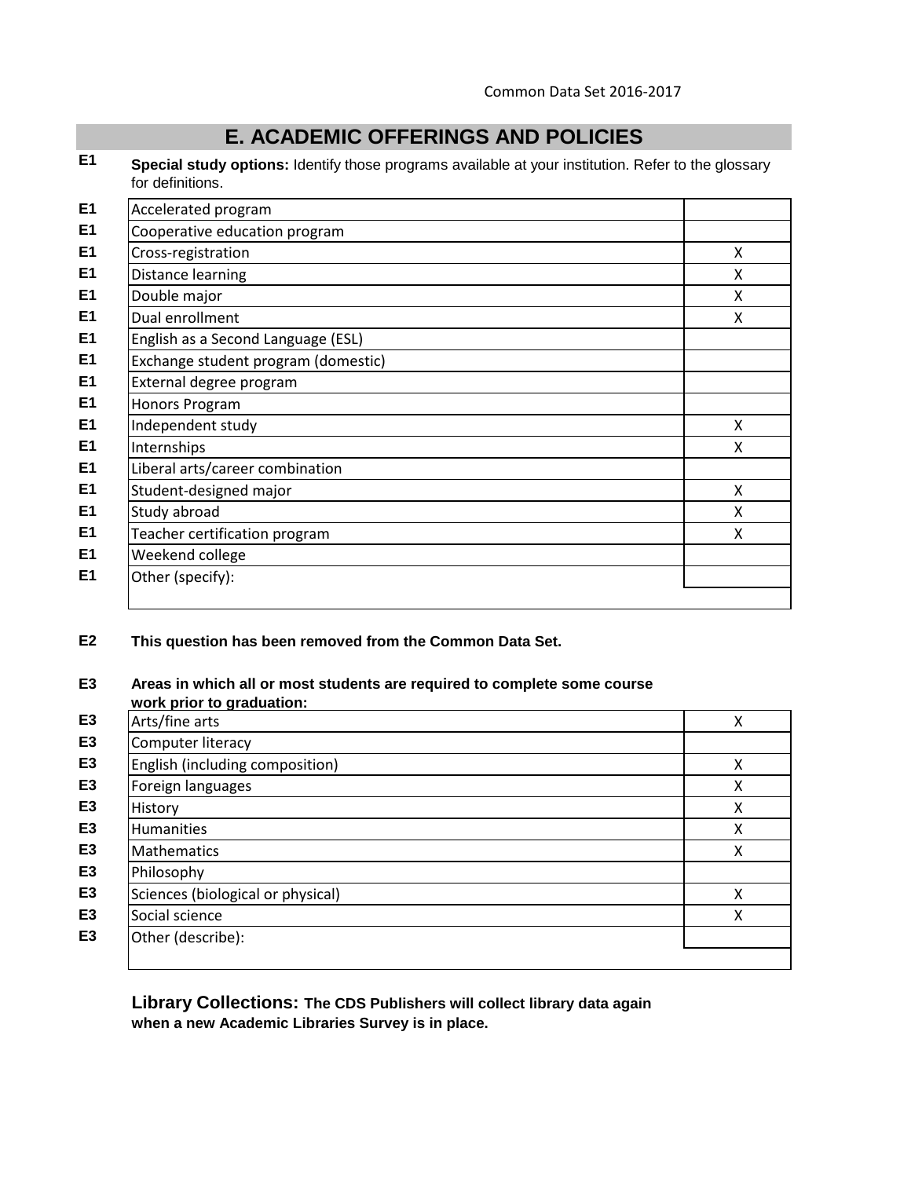## E. ACADEMIC OFFERINGS AND POLICIES

**E1** **Special study options:** Identify those programs available at your institution. Refer to the glossary for definitions.

| | | |
|---|---|---|
| E1 | Accelerated program | |
| E1 | Cooperative education program | |
| E1 | Cross-registration | X |
| E1 | Distance learning | X |
| E1 | Double major | X |
| E1 | Dual enrollment | X |
| E1 | English as a Second Language (ESL) | |
| E1 | Exchange student program (domestic) | |
| E1 | External degree program | |
| E1 | Honors Program | |
| E1 | Independent study | X |
| E1 | Internships | X |
| E1 | Liberal arts/career combination | |
| E1 | Student-designed major | X |
| E1 | Study abroad | X |
| E1 | Teacher certification program | X |
| E1 | Weekend college | |
| E1 | Other (specify): | |

**E2** **This question has been removed from the Common Data Set.**

**E3** **Areas in which all or most students are required to complete some course work prior to graduation:**

| | | |
|---|---|---|
| E3 | Arts/fine arts | X |
| E3 | Computer literacy | |
| E3 | English (including composition) | X |
| E3 | Foreign languages | X |
| E3 | History | X |
| E3 | Humanities | X |
| E3 | Mathematics | X |
| E3 | Philosophy | |
| E3 | Sciences (biological or physical) | X |
| E3 | Social science | X |
| E3 | Other (describe): | |

**Library Collections: The CDS Publishers will collect library data again when a new Academic Libraries Survey is in place.**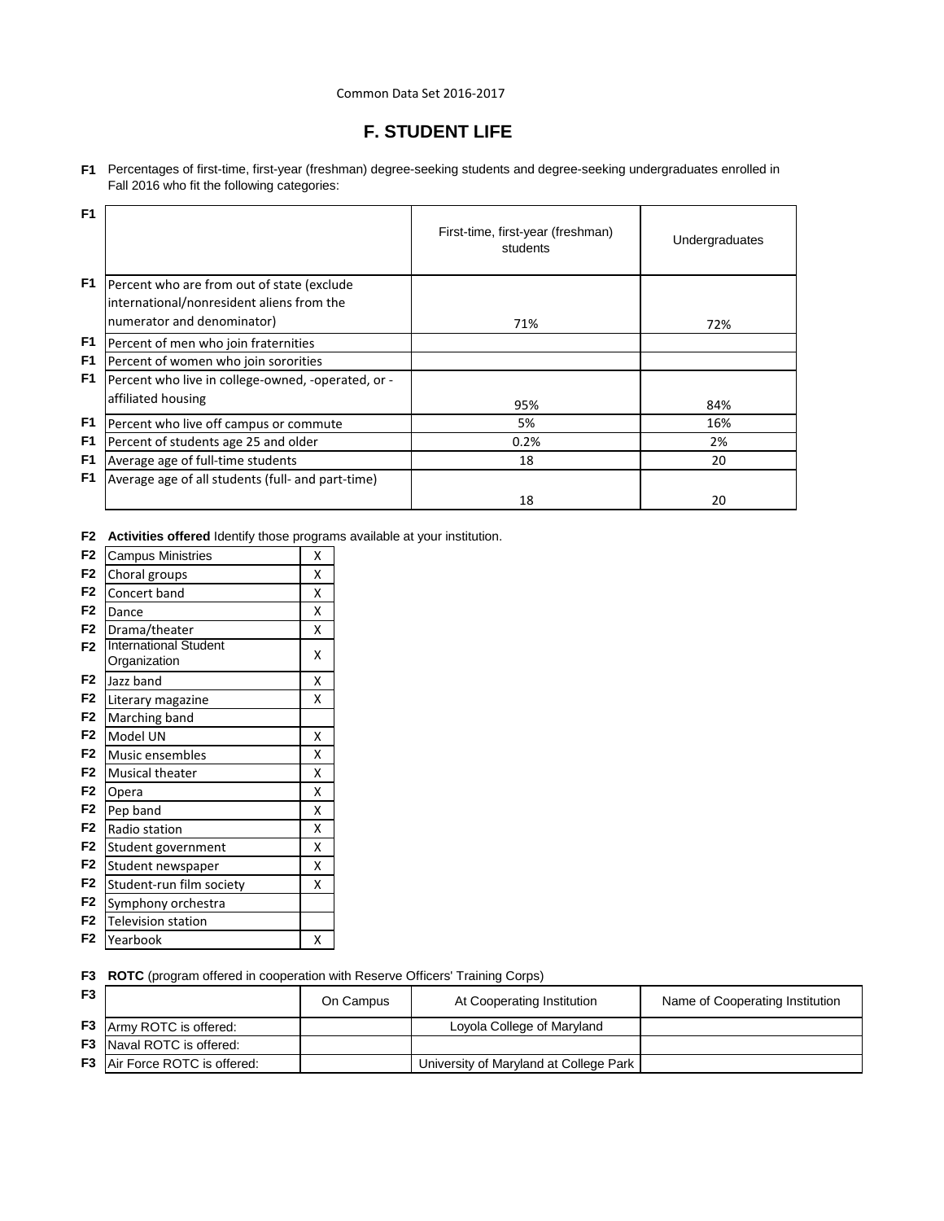Common Data Set 2016-2017

# F. STUDENT LIFE

**F1** Percentages of first-time, first-year (freshman) degree-seeking students and degree-seeking undergraduates enrolled in Fall 2016 who fit the following categories:

| F1 | | First-time, first-year (freshman) students | Undergraduates |
|---|---|---|---|
| F1 | Percent who are from out of state (exclude international/nonresident aliens from the numerator and denominator) | 71% | 72% |
| F1 | Percent of men who join fraternities | | |
| F1 | Percent of women who join sororities | | |
| F1 | Percent who live in college-owned, -operated, or -affiliated housing | 95% | 84% |
| F1 | Percent who live off campus or commute | 5% | 16% |
| F1 | Percent of students age 25 and older | 0.2% | 2% |
| F1 | Average age of full-time students | 18 | 20 |
| F1 | Average age of all students (full- and part-time) | 18 | 20 |

**F2** **Activities offered** Identify those programs available at your institution.

| F2 | Activity | Offered |
|---|---|---|
| F2 | Campus Ministries | X |
| F2 | Choral groups | X |
| F2 | Concert band | X |
| F2 | Dance | X |
| F2 | Drama/theater | X |
| F2 | International Student Organization | X |
| F2 | Jazz band | X |
| F2 | Literary magazine | X |
| F2 | Marching band | |
| F2 | Model UN | X |
| F2 | Music ensembles | X |
| F2 | Musical theater | X |
| F2 | Opera | X |
| F2 | Pep band | X |
| F2 | Radio station | X |
| F2 | Student government | X |
| F2 | Student newspaper | X |
| F2 | Student-run film society | X |
| F2 | Symphony orchestra | |
| F2 | Television station | |
| F2 | Yearbook | X |

**F3** **ROTC** (program offered in cooperation with Reserve Officers' Training Corps)

| F3 | | On Campus | At Cooperating Institution | Name of Cooperating Institution |
|---|---|---|---|---|
| F3 | Army ROTC is offered: | | Loyola College of Maryland | |
| F3 | Naval ROTC is offered: | | | |
| F3 | Air Force ROTC is offered: | | University of Maryland at College Park | |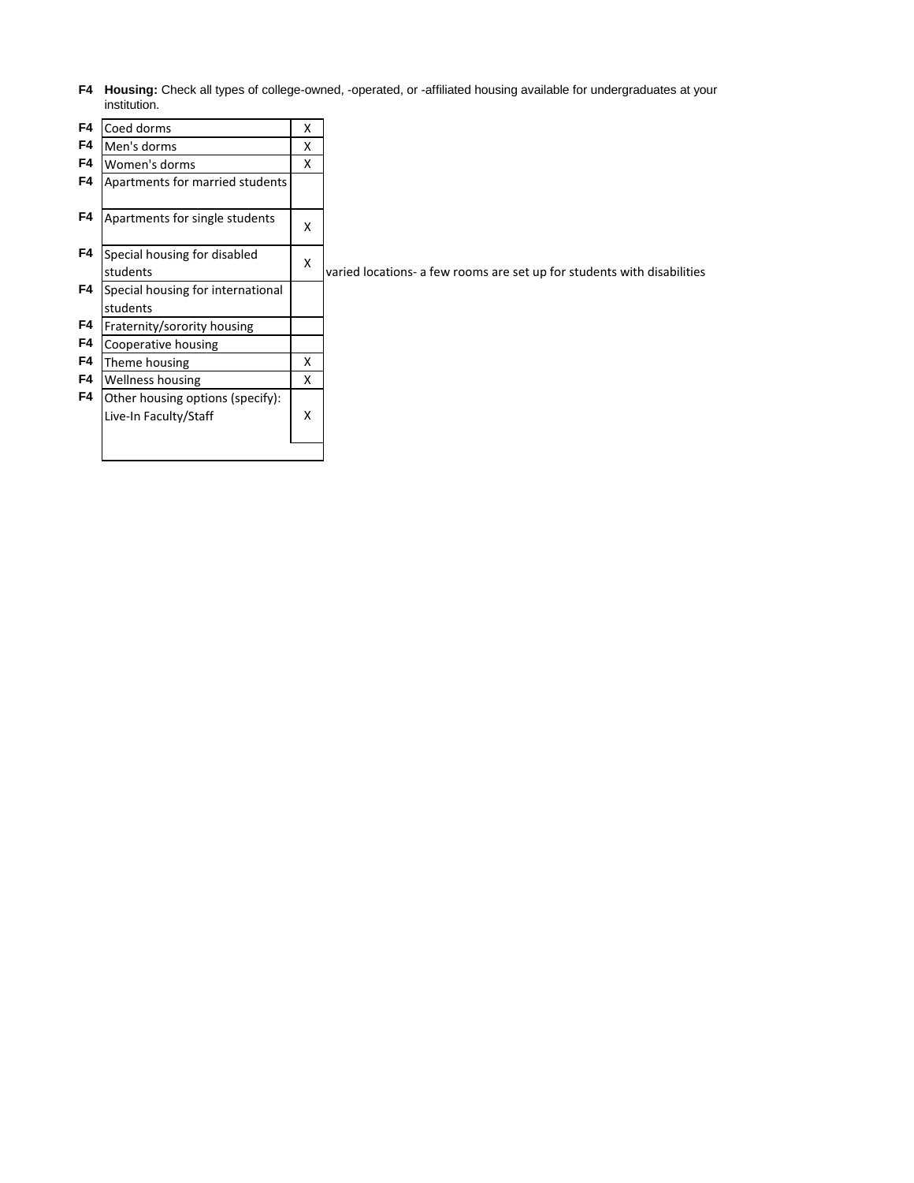**F4 Housing:** Check all types of college-owned, -operated, or -affiliated housing available for undergraduates at your institution.

| | Housing type | | |
|---|---|---|---|
| F4 | Coed dorms | X | |
| F4 | Men's dorms | X | |
| F4 | Women's dorms | X | |
| F4 | Apartments for married students | | |
| F4 | Apartments for single students | X | |
| F4 | Special housing for disabled students | X | varied locations- a few rooms are set up for students with disabilities |
| F4 | Special housing for international students | | |
| F4 | Fraternity/sorority housing | | |
| F4 | Cooperative housing | | |
| F4 | Theme housing | X | |
| F4 | Wellness housing | X | |
| F4 | Other housing options (specify): Live-In Faculty/Staff | X | |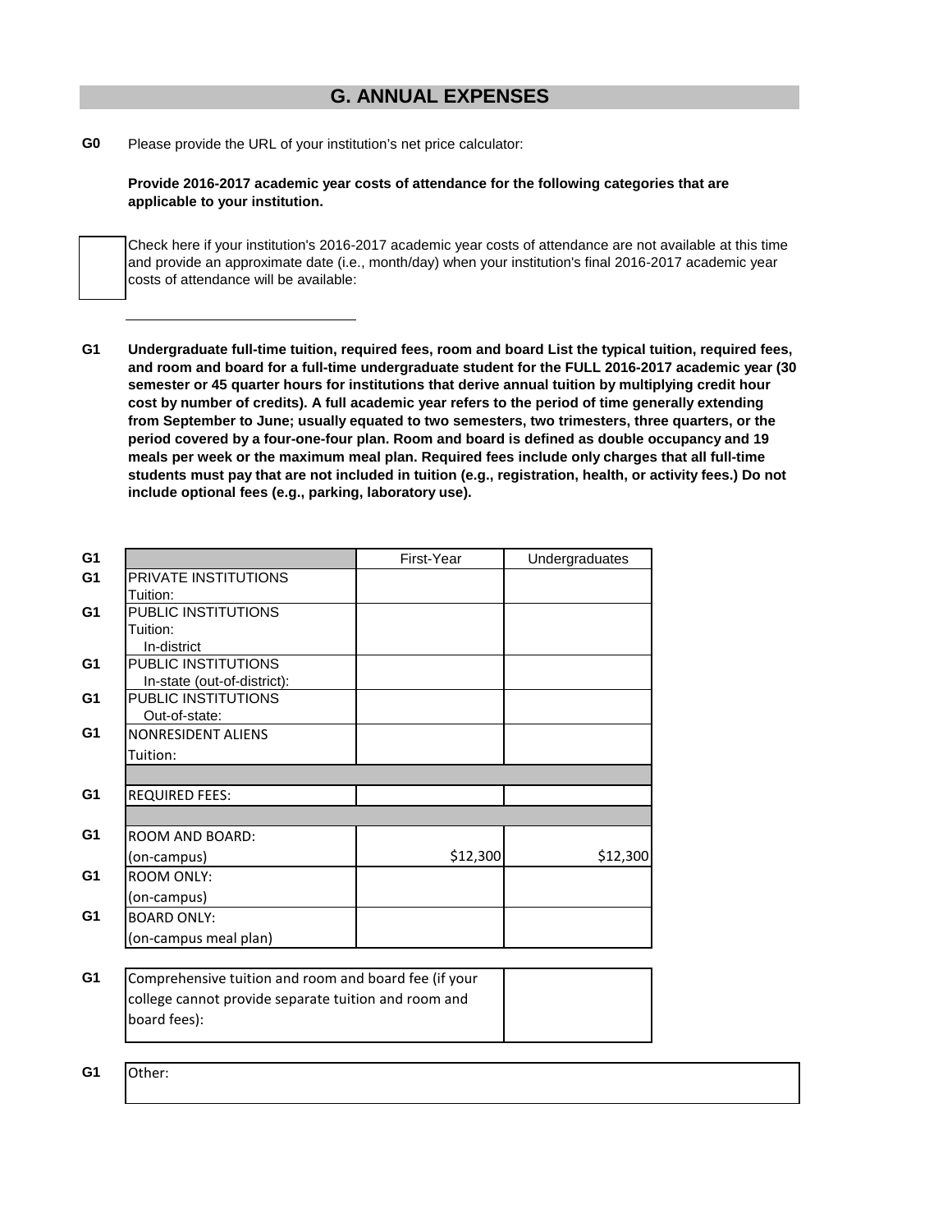## G. ANNUAL EXPENSES

**G0** Please provide the URL of your institution's net price calculator:

**Provide 2016-2017 academic year costs of attendance for the following categories that are applicable to your institution.**

☐ Check here if your institution's 2016-2017 academic year costs of attendance are not available at this time and provide an approximate date (i.e., month/day) when your institution's final 2016-2017 academic year costs of attendance will be available:

\_\_\_\_\_\_\_\_\_\_\_\_\_\_\_\_\_\_\_\_\_\_\_\_\_\_\_\_

**G1** **Undergraduate full-time tuition, required fees, room and board List the typical tuition, required fees, and room and board for a full-time undergraduate student for the FULL 2016-2017 academic year (30 semester or 45 quarter hours for institutions that derive annual tuition by multiplying credit hour cost by number of credits). A full academic year refers to the period of time generally extending from September to June; usually equated to two semesters, two trimesters, three quarters, or the period covered by a four-one-four plan. Room and board is defined as double occupancy and 19 meals per week or the maximum meal plan. Required fees include only charges that all full-time students must pay that are not included in tuition (e.g., registration, health, or activity fees.) Do not include optional fees (e.g., parking, laboratory use).**

| | | First-Year | Undergraduates |
|---|---|---|---|
| G1 | PRIVATE INSTITUTIONS Tuition: | | |
| G1 | PUBLIC INSTITUTIONS Tuition: In-district | | |
| G1 | PUBLIC INSTITUTIONS In-state (out-of-district): | | |
| G1 | PUBLIC INSTITUTIONS Out-of-state: | | |
| G1 | NONRESIDENT ALIENS Tuition: | | |
| G1 | REQUIRED FEES: | | |
| G1 | ROOM AND BOARD: (on-campus) | $12,300 | $12,300 |
| G1 | ROOM ONLY: (on-campus) | | |
| G1 | BOARD ONLY: (on-campus meal plan) | | |

| | | |
|---|---|---|
| G1 | Comprehensive tuition and room and board fee (if your college cannot provide separate tuition and room and board fees): | |

| | |
|---|---|
| G1 | Other: |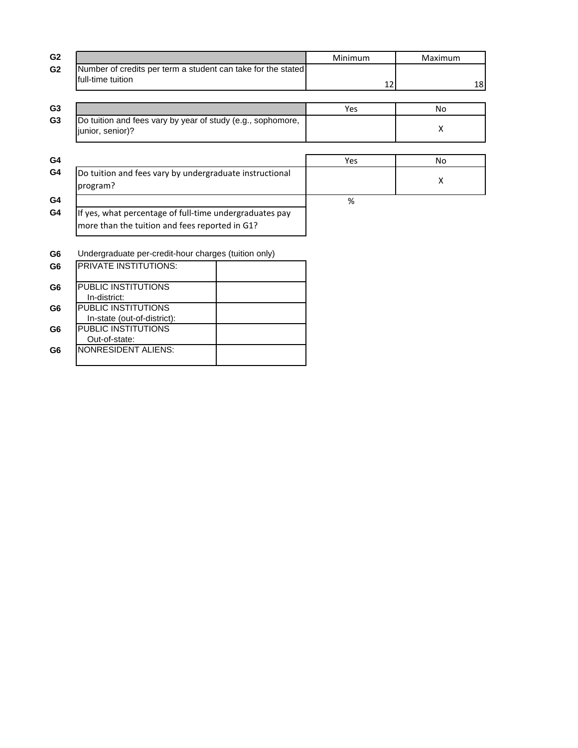| | | Minimum | Maximum |
|---|---|---|---|
| G2 | Number of credits per term a student can take for the stated full-time tuition | 12 | 18 |

| | | Yes | No |
|---|---|---|---|
| G3 | Do tuition and fees vary by year of study (e.g., sophomore, junior, senior)? | | X |

| | | Yes | No |
|---|---|---|---|
| G4 | Do tuition and fees vary by undergraduate instructional program? | | X |

| | | % |
|---|---|---|
| G4 | If yes, what percentage of full-time undergraduates pay more than the tuition and fees reported in G1? | |

G6 Undergraduate per-credit-hour charges (tuition only)

| | | |
|---|---|---|
| G6 | PRIVATE INSTITUTIONS: | |
| G6 | PUBLIC INSTITUTIONS In-district: | |
| G6 | PUBLIC INSTITUTIONS In-state (out-of-district): | |
| G6 | PUBLIC INSTITUTIONS Out-of-state: | |
| G6 | NONRESIDENT ALIENS: | |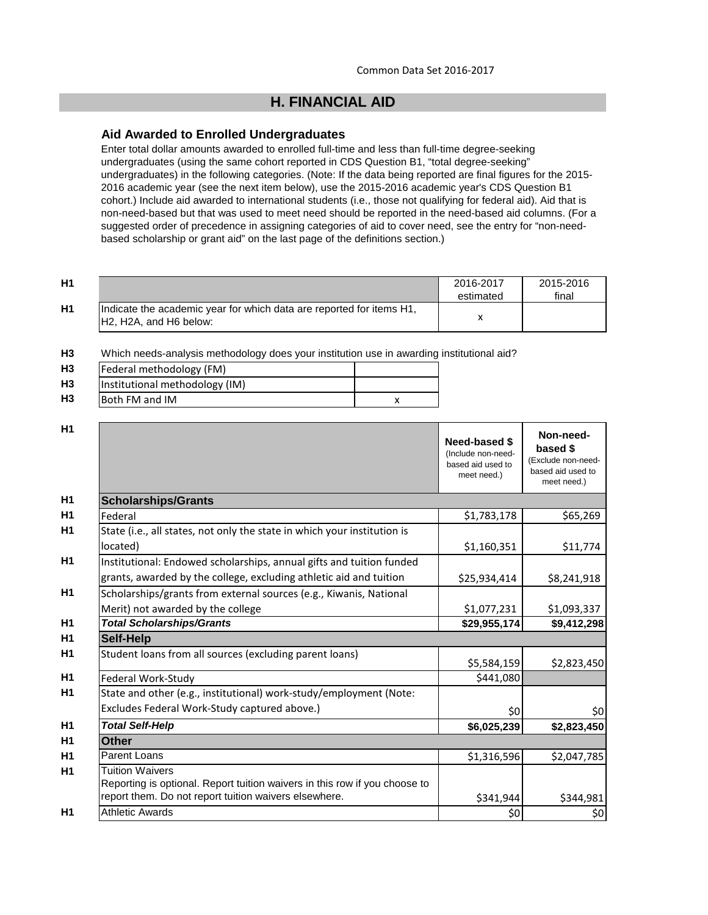Common Data Set 2016-2017

## H. FINANCIAL AID

### Aid Awarded to Enrolled Undergraduates

Enter total dollar amounts awarded to enrolled full-time and less than full-time degree-seeking undergraduates (using the same cohort reported in CDS Question B1, "total degree-seeking" undergraduates) in the following categories. (Note: If the data being reported are final figures for the 2015-2016 academic year (see the next item below), use the 2015-2016 academic year's CDS Question B1 cohort.) Include aid awarded to international students (i.e., those not qualifying for federal aid). Aid that is non-need-based but that was used to meet need should be reported in the need-based aid columns. (For a suggested order of precedence in assigning categories of aid to cover need, see the entry for "non-need-based scholarship or grant aid" on the last page of the definitions section.)

| | | 2016-2017 estimated | 2015-2016 final |
|---|---|---|---|
| H1 | Indicate the academic year for which data are reported for items H1, H2, H2A, and H6 below: | x | |

H3 Which needs-analysis methodology does your institution use in awarding institutional aid?

| | | |
|---|---|---|
| H3 | Federal methodology (FM) | |
| H3 | Institutional methodology (IM) | |
| H3 | Both FM and IM | x |

| | | Need-based $ (Include non-need-based aid used to meet need.) | Non-need-based $ (Exclude non-need-based aid used to meet need.) |
|---|---|---|---|
| H1 | **Scholarships/Grants** | | |
| H1 | Federal | $1,783,178 | $65,269 |
| H1 | State (i.e., all states, not only the state in which your institution is located) | $1,160,351 | $11,774 |
| H1 | Institutional: Endowed scholarships, annual gifts and tuition funded grants, awarded by the college, excluding athletic aid and tuition | $25,934,414 | $8,241,918 |
| H1 | Scholarships/grants from external sources (e.g., Kiwanis, National Merit) not awarded by the college | $1,077,231 | $1,093,337 |
| H1 | ***Total Scholarships/Grants*** | **$29,955,174** | **$9,412,298** |
| H1 | **Self-Help** | | |
| H1 | Student loans from all sources (excluding parent loans) | $5,584,159 | $2,823,450 |
| H1 | Federal Work-Study | $441,080 | |
| H1 | State and other (e.g., institutional) work-study/employment (Note: Excludes Federal Work-Study captured above.) | $0 | $0 |
| H1 | ***Total Self-Help*** | **$6,025,239** | **$2,823,450** |
| H1 | **Other** | | |
| H1 | Parent Loans | $1,316,596 | $2,047,785 |
| H1 | Tuition Waivers<br>Reporting is optional. Report tuition waivers in this row if you choose to report them. Do not report tuition waivers elsewhere. | $341,944 | $344,981 |
| H1 | Athletic Awards | $0 | $0 |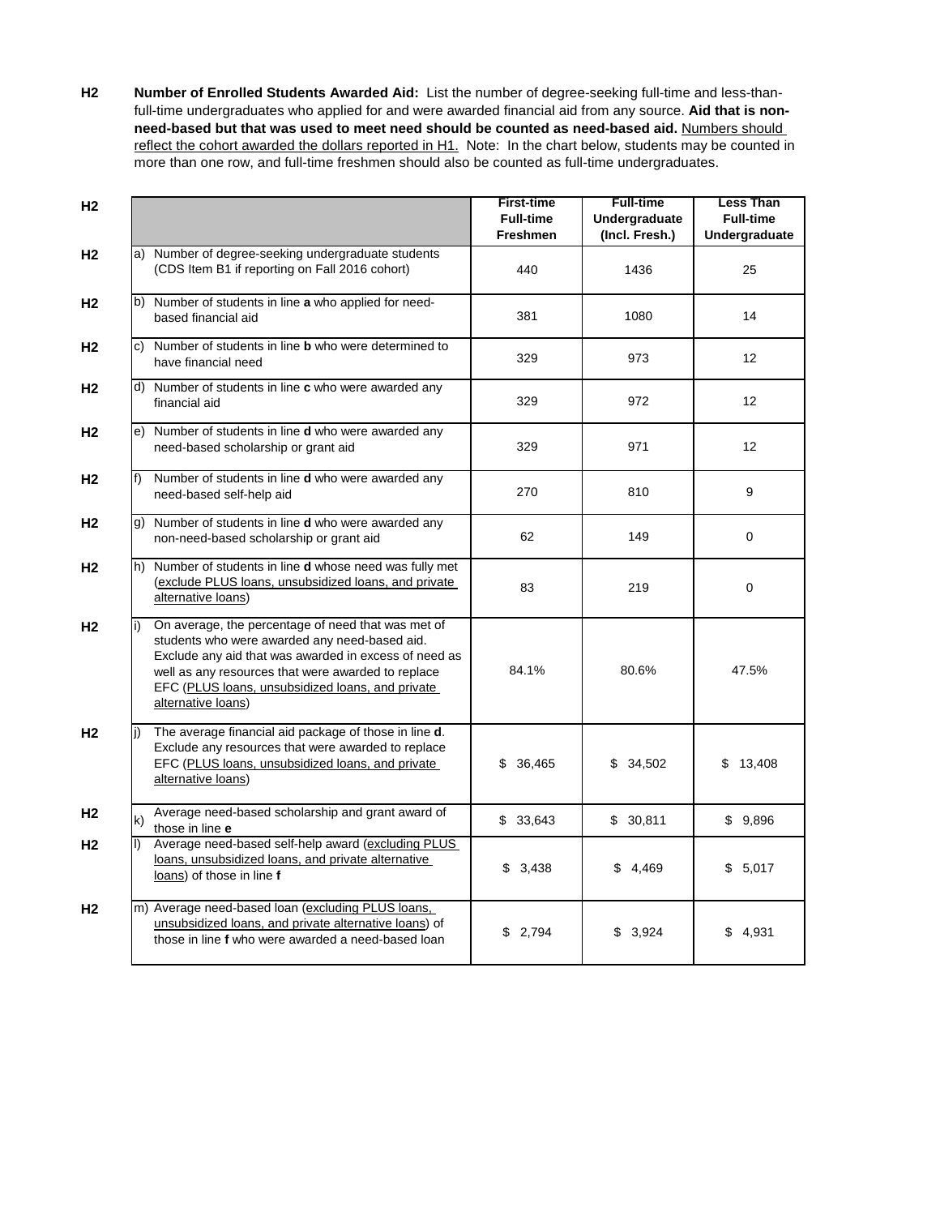**H2** **Number of Enrolled Students Awarded Aid:** List the number of degree-seeking full-time and less-than-full-time undergraduates who applied for and were awarded financial aid from any source. **Aid that is non-need-based but that was used to meet need should be counted as need-based aid.** Numbers should reflect the cohort awarded the dollars reported in H1. Note: In the chart below, students may be counted in more than one row, and full-time freshmen should also be counted as full-time undergraduates.

| | | First-time Full-time Freshmen | Full-time Undergraduate (Incl. Fresh.) | Less Than Full-time Undergraduate |
|---|---|---|---|---|
| H2 | a) Number of degree-seeking undergraduate students (CDS Item B1 if reporting on Fall 2016 cohort) | 440 | 1436 | 25 |
| H2 | b) Number of students in line **a** who applied for need-based financial aid | 381 | 1080 | 14 |
| H2 | c) Number of students in line **b** who were determined to have financial need | 329 | 973 | 12 |
| H2 | d) Number of students in line **c** who were awarded any financial aid | 329 | 972 | 12 |
| H2 | e) Number of students in line **d** who were awarded any need-based scholarship or grant aid | 329 | 971 | 12 |
| H2 | f) Number of students in line **d** who were awarded any need-based self-help aid | 270 | 810 | 9 |
| H2 | g) Number of students in line **d** who were awarded any non-need-based scholarship or grant aid | 62 | 149 | 0 |
| H2 | h) Number of students in line **d** whose need was fully met (exclude PLUS loans, unsubsidized loans, and private alternative loans) | 83 | 219 | 0 |
| H2 | i) On average, the percentage of need that was met of students who were awarded any need-based aid. Exclude any aid that was awarded in excess of need as well as any resources that were awarded to replace EFC (PLUS loans, unsubsidized loans, and private alternative loans) | 84.1% | 80.6% | 47.5% |
| H2 | j) The average financial aid package of those in line **d**. Exclude any resources that were awarded to replace EFC (PLUS loans, unsubsidized loans, and private alternative loans) | $ 36,465 | $ 34,502 | $ 13,408 |
| H2 | k) Average need-based scholarship and grant award of those in line **e** | $ 33,643 | $ 30,811 | $ 9,896 |
| H2 | l) Average need-based self-help award (excluding PLUS loans, unsubsidized loans, and private alternative loans) of those in line **f** | $ 3,438 | $ 4,469 | $ 5,017 |
| H2 | m) Average need-based loan (excluding PLUS loans, unsubsidized loans, and private alternative loans) of those in line **f** who were awarded a need-based loan | $ 2,794 | $ 3,924 | $ 4,931 |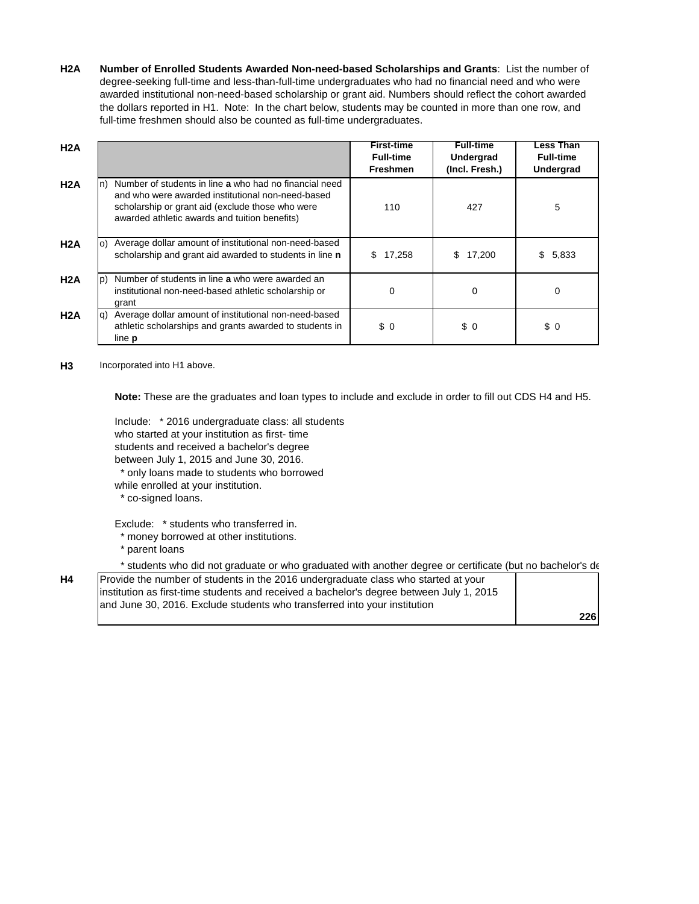**H2A** **Number of Enrolled Students Awarded Non-need-based Scholarships and Grants**: List the number of degree-seeking full-time and less-than-full-time undergraduates who had no financial need and who were awarded institutional non-need-based scholarship or grant aid. Numbers should reflect the cohort awarded the dollars reported in H1. Note: In the chart below, students may be counted in more than one row, and full-time freshmen should also be counted as full-time undergraduates.

| | | First-time Full-time Freshmen | Full-time Undergrad (Incl. Fresh.) | Less Than Full-time Undergrad |
|---|---|---|---|---|
| H2A | n) Number of students in line **a** who had no financial need and who were awarded institutional non-need-based scholarship or grant aid (exclude those who were awarded athletic awards and tuition benefits) | 110 | 427 | 5 |
| H2A | o) Average dollar amount of institutional non-need-based scholarship and grant aid awarded to students in line **n** | $ 17,258 | $ 17,200 | $ 5,833 |
| H2A | p) Number of students in line **a** who were awarded an institutional non-need-based athletic scholarship or grant | 0 | 0 | 0 |
| H2A | q) Average dollar amount of institutional non-need-based athletic scholarships and grants awarded to students in line **p** | $ 0 | $ 0 | $ 0 |

**H3** Incorporated into H1 above.

**Note:** These are the graduates and loan types to include and exclude in order to fill out CDS H4 and H5.

Include: * 2016 undergraduate class: all students who started at your institution as first- time students and received a bachelor's degree between July 1, 2015 and June 30, 2016.
* only loans made to students who borrowed while enrolled at your institution.
* co-signed loans.

Exclude: * students who transferred in.
* money borrowed at other institutions.
* parent loans
* students who did not graduate or who graduated with another degree or certificate (but no bachelor's de

| | | |
|---|---|---|
| H4 | Provide the number of students in the 2016 undergraduate class who started at your institution as first-time students and received a bachelor's degree between July 1, 2015 and June 30, 2016. Exclude students who transferred into your institution | **226** |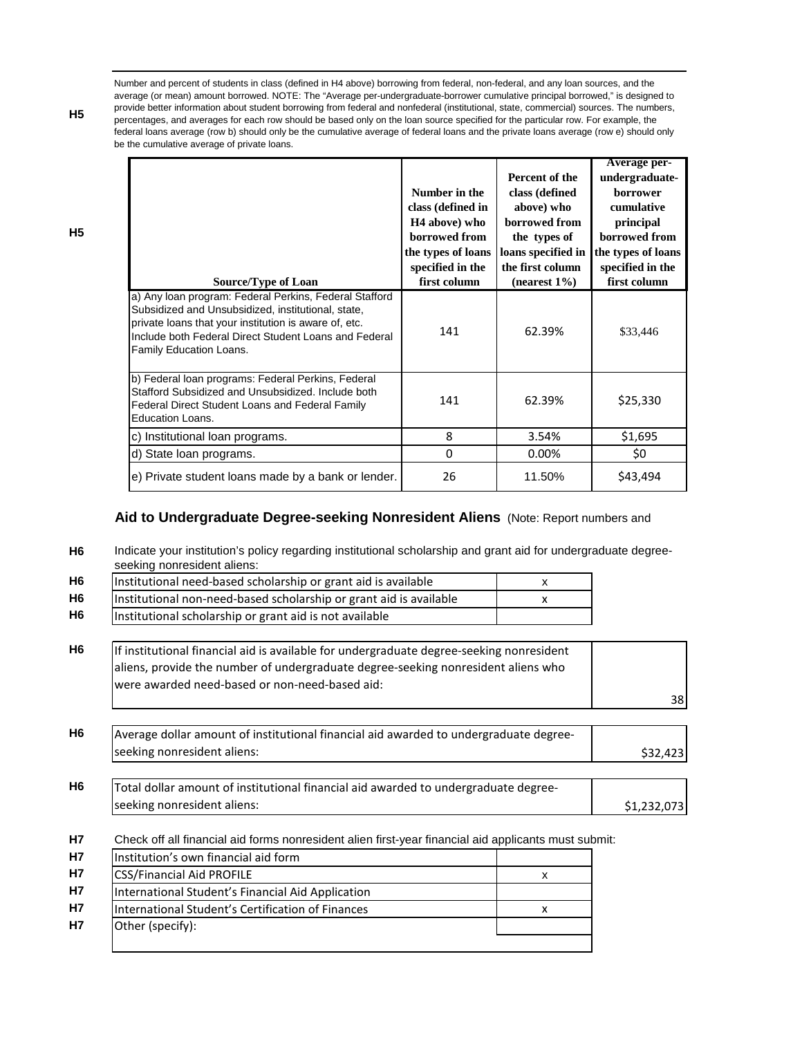**H5** Number and percent of students in class (defined in H4 above) borrowing from federal, non-federal, and any loan sources, and the average (or mean) amount borrowed. NOTE: The "Average per-undergraduate-borrower cumulative principal borrowed," is designed to provide better information about student borrowing from federal and nonfederal (institutional, state, commercial) sources. The numbers, percentages, and averages for each row should be based only on the loan source specified for the particular row. For example, the federal loans average (row b) should only be the cumulative average of federal loans and the private loans average (row e) should only be the cumulative average of private loans.

**H5**

| Source/Type of Loan | Number in the class (defined in H4 above) who borrowed from the types of loans specified in the first column | Percent of the class (defined above) who borrowed from the types of loans specified in the first column (nearest 1%) | Average per-undergraduate-borrower cumulative principal borrowed from the types of loans specified in the first column |
|---|---|---|---|
| a) Any loan program: Federal Perkins, Federal Stafford Subsidized and Unsubsidized, institutional, state, private loans that your institution is aware of, etc. Include both Federal Direct Student Loans and Federal Family Education Loans. | 141 | 62.39% | $33,446 |
| b) Federal loan programs: Federal Perkins, Federal Stafford Subsidized and Unsubsidized. Include both Federal Direct Student Loans and Federal Family Education Loans. | 141 | 62.39% | $25,330 |
| c) Institutional loan programs. | 8 | 3.54% | $1,695 |
| d) State loan programs. | 0 | 0.00% | $0 |
| e) Private student loans made by a bank or lender. | 26 | 11.50% | $43,494 |

## Aid to Undergraduate Degree-seeking Nonresident Aliens (Note: Report numbers and

**H6** Indicate your institution's policy regarding institutional scholarship and grant aid for undergraduate degree-seeking nonresident aliens:

| | |
|---|---|
| Institutional need-based scholarship or grant aid is available | x |
| Institutional non-need-based scholarship or grant aid is available | x |
| Institutional scholarship or grant aid is not available | |

**H6**

| | |
|---|---|
| If institutional financial aid is available for undergraduate degree-seeking nonresident aliens, provide the number of undergraduate degree-seeking nonresident aliens who were awarded need-based or non-need-based aid: | 38 |
| Average dollar amount of institutional financial aid awarded to undergraduate degree-seeking nonresident aliens: | $32,423 |
| Total dollar amount of institutional financial aid awarded to undergraduate degree-seeking nonresident aliens: | $1,232,073 |

**H7** Check off all financial aid forms nonresident alien first-year financial aid applicants must submit:

| | |
|---|---|
| Institution's own financial aid form | |
| CSS/Financial Aid PROFILE | x |
| International Student's Financial Aid Application | |
| International Student's Certification of Finances | x |
| Other (specify): | |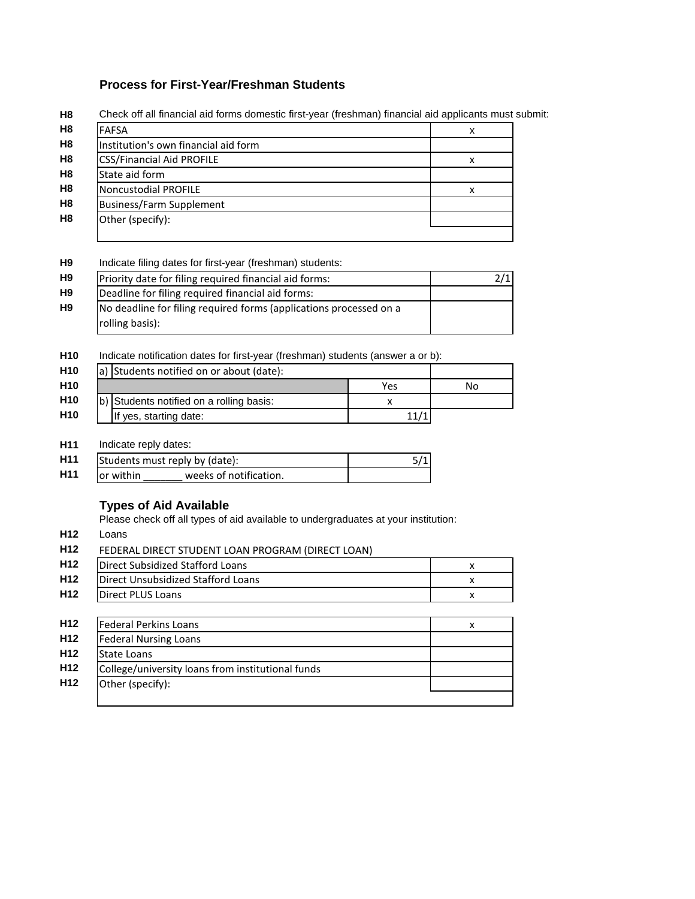## Process for First-Year/Freshman Students

**H8** Check off all financial aid forms domestic first-year (freshman) financial aid applicants must submit:

| H8 | | |
|---|---|---|
| H8 | FAFSA | x |
| H8 | Institution's own financial aid form | |
| H8 | CSS/Financial Aid PROFILE | x |
| H8 | State aid form | |
| H8 | Noncustodial PROFILE | x |
| H8 | Business/Farm Supplement | |
| H8 | Other (specify): | |

**H9** Indicate filing dates for first-year (freshman) students:

| H9 | | |
|---|---|---|
| H9 | Priority date for filing required financial aid forms: | 2/1 |
| H9 | Deadline for filing required financial aid forms: | |
| H9 | No deadline for filing required forms (applications processed on a rolling basis): | |

**H10** Indicate notification dates for first-year (freshman) students (answer a or b):

| H10 | | | |
|---|---|---|---|
| H10 | a) Students notified on or about (date): | | |
| H10 | | Yes | No |
| H10 | b) Students notified on a rolling basis: | x | |
| H10 | If yes, starting date: | 11/1 | |

**H11** Indicate reply dates:

| H11 | | |
|---|---|---|
| H11 | Students must reply by (date): | 5/1 |
| H11 | or within _______ weeks of notification. | |

## Types of Aid Available

Please check off all types of aid available to undergraduates at your institution:

**H12** Loans

**H12** FEDERAL DIRECT STUDENT LOAN PROGRAM (DIRECT LOAN)

| H12 | | |
|---|---|---|
| H12 | Direct Subsidized Stafford Loans | x |
| H12 | Direct Unsubsidized Stafford Loans | x |
| H12 | Direct PLUS Loans | x |

| H12 | | |
|---|---|---|
| H12 | Federal Perkins Loans | x |
| H12 | Federal Nursing Loans | |
| H12 | State Loans | |
| H12 | College/university loans from institutional funds | |
| H12 | Other (specify): | |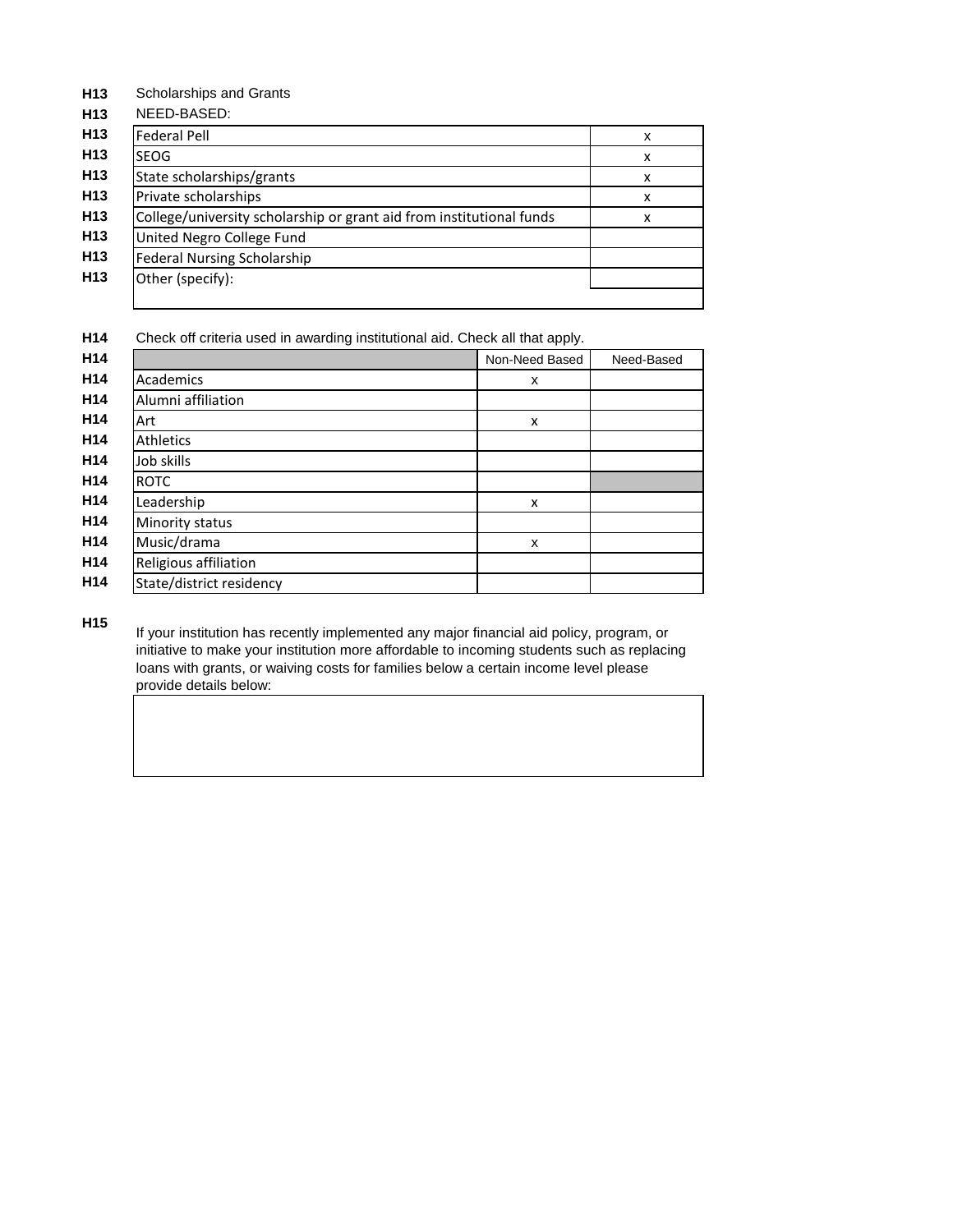**H13** Scholarships and Grants

**H13** NEED-BASED:

| | |
|---|---|
| Federal Pell | x |
| SEOG | x |
| State scholarships/grants | x |
| Private scholarships | x |
| College/university scholarship or grant aid from institutional funds | x |
| United Negro College Fund | |
| Federal Nursing Scholarship | |
| Other (specify): | |

**H14** Check off criteria used in awarding institutional aid. Check all that apply.

| | Non-Need Based | Need-Based |
|---|---|---|
| Academics | x | |
| Alumni affiliation | | |
| Art | x | |
| Athletics | | |
| Job skills | | |
| ROTC | | |
| Leadership | x | |
| Minority status | | |
| Music/drama | x | |
| Religious affiliation | | |
| State/district residency | | |

**H15** If your institution has recently implemented any major financial aid policy, program, or initiative to make your institution more affordable to incoming students such as replacing loans with grants, or waiving costs for families below a certain income level please provide details below: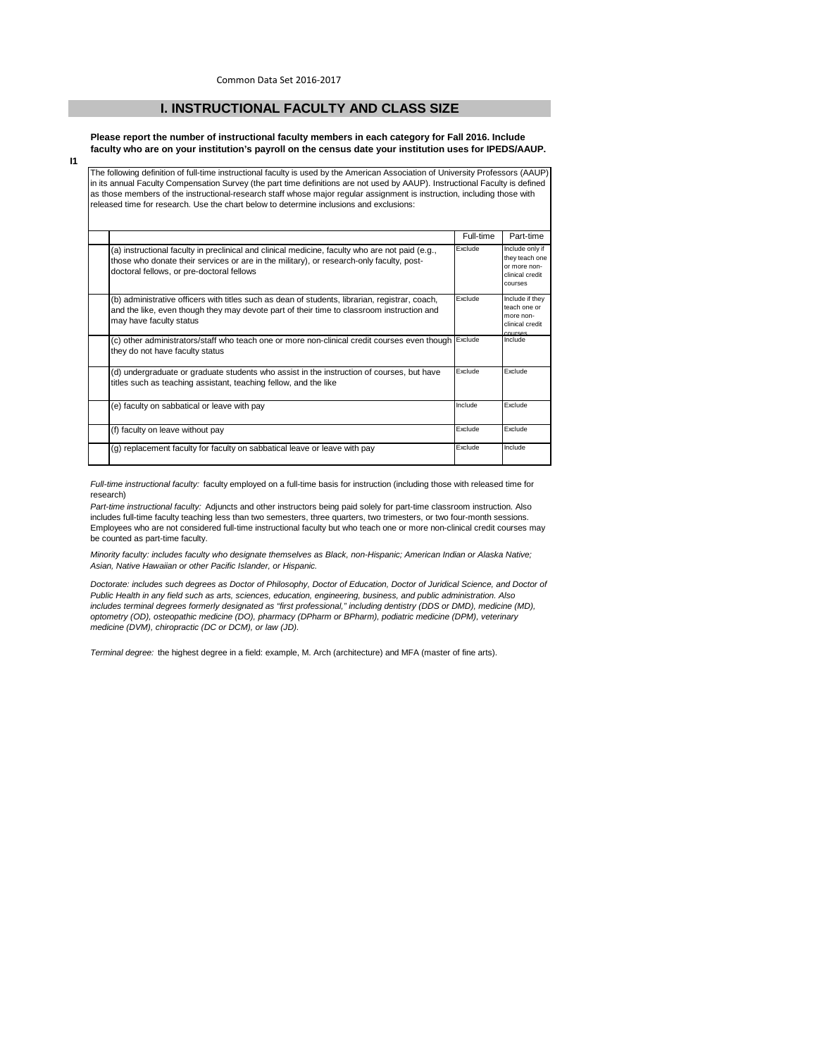Common Data Set 2016-2017

## I. INSTRUCTIONAL FACULTY AND CLASS SIZE

**Please report the number of instructional faculty members in each category for Fall 2016. Include faculty who are on your institution's payroll on the census date your institution uses for IPEDS/AAUP.**

**I1**

The following definition of full-time instructional faculty is used by the American Association of University Professors (AAUP) in its annual Faculty Compensation Survey (the part time definitions are not used by AAUP). Instructional Faculty is defined as those members of the instructional-research staff whose major regular assignment is instruction, including those with released time for research. Use the chart below to determine inclusions and exclusions:

| | Full-time | Part-time |
|---|---|---|
| (a) instructional faculty in preclinical and clinical medicine, faculty who are not paid (e.g., those who donate their services or are in the military), or research-only faculty, post-doctoral fellows, or pre-doctoral fellows | Exclude | Include only if they teach one or more non-clinical credit courses |
| (b) administrative officers with titles such as dean of students, librarian, registrar, coach, and the like, even though they may devote part of their time to classroom instruction and may have faculty status | Exclude | Include if they teach one or more non-clinical credit courses |
| (c) other administrators/staff who teach one or more non-clinical credit courses even though they do not have faculty status | Exclude | Include |
| (d) undergraduate or graduate students who assist in the instruction of courses, but have titles such as teaching assistant, teaching fellow, and the like | Exclude | Exclude |
| (e) faculty on sabbatical or leave with pay | Include | Exclude |
| (f) faculty on leave without pay | Exclude | Exclude |
| (g) replacement faculty for faculty on sabbatical leave or leave with pay | Exclude | Include |

*Full-time instructional faculty:* faculty employed on a full-time basis for instruction (including those with released time for research)

*Part-time instructional faculty:* Adjuncts and other instructors being paid solely for part-time classroom instruction. Also includes full-time faculty teaching less than two semesters, three quarters, two trimesters, or two four-month sessions. Employees who are not considered full-time instructional faculty but who teach one or more non-clinical credit courses may be counted as part-time faculty.

*Minority faculty: includes faculty who designate themselves as Black, non-Hispanic; American Indian or Alaska Native; Asian, Native Hawaiian or other Pacific Islander, or Hispanic.*

*Doctorate: includes such degrees as Doctor of Philosophy, Doctor of Education, Doctor of Juridical Science, and Doctor of Public Health in any field such as arts, sciences, education, engineering, business, and public administration. Also includes terminal degrees formerly designated as "first professional," including dentistry (DDS or DMD), medicine (MD), optometry (OD), osteopathic medicine (DO), pharmacy (DPharm or BPharm), podiatric medicine (DPM), veterinary medicine (DVM), chiropractic (DC or DCM), or law (JD).*

*Terminal degree:* the highest degree in a field: example, M. Arch (architecture) and MFA (master of fine arts).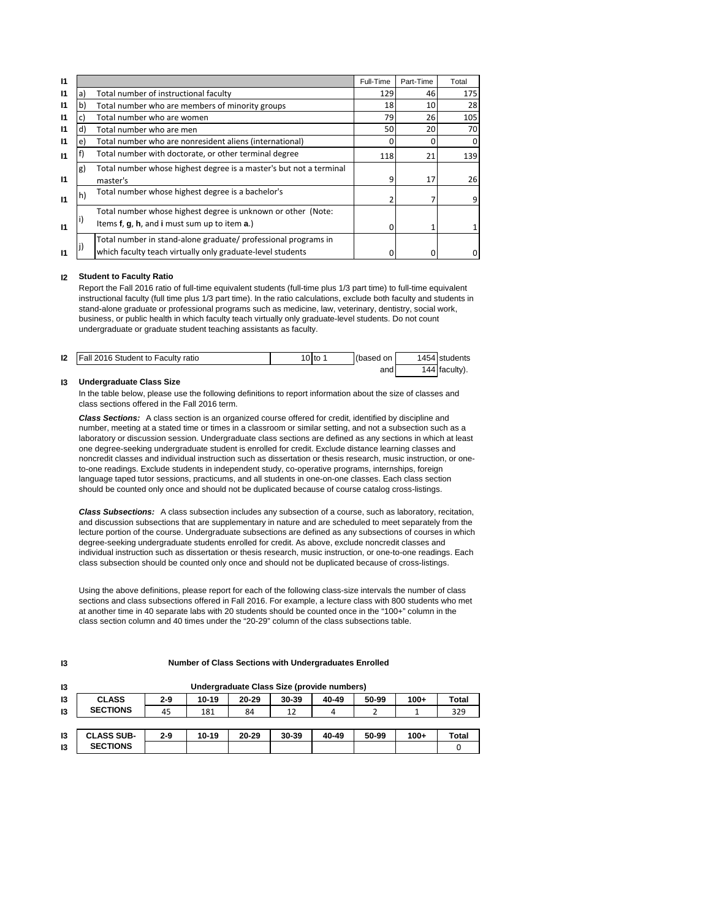| I1 | | | Full-Time | Part-Time | Total |
|---|---|---|---|---|---|
| I1 | a) | Total number of instructional faculty | 129 | 46 | 175 |
| I1 | b) | Total number who are members of minority groups | 18 | 10 | 28 |
| I1 | c) | Total number who are women | 79 | 26 | 105 |
| I1 | d) | Total number who are men | 50 | 20 | 70 |
| I1 | e) | Total number who are nonresident aliens (international) | 0 | 0 | 0 |
| I1 | f) | Total number with doctorate, or other terminal degree | 118 | 21 | 139 |
| I1 | g) | Total number whose highest degree is a master's but not a terminal master's | 9 | 17 | 26 |
| I1 | h) | Total number whose highest degree is a bachelor's | 2 | 7 | 9 |
| I1 | i) | Total number whose highest degree is unknown or other (Note: Items **f**, **g**, **h**, and **i** must sum up to item **a**.) | 0 | 1 | 1 |
| I1 | j) | Total number in stand-alone graduate/ professional programs in which faculty teach virtually only graduate-level students | 0 | 0 | 0 |

**I2 Student to Faculty Ratio**

Report the Fall 2016 ratio of full-time equivalent students (full-time plus 1/3 part time) to full-time equivalent instructional faculty (full time plus 1/3 part time). In the ratio calculations, exclude both faculty and students in stand-alone graduate or professional programs such as medicine, law, veterinary, dentistry, social work, business, or public health in which faculty teach virtually only graduate-level students. Do not count undergraduate or graduate student teaching assistants as faculty.

| I2 | Fall 2016 Student to Faculty ratio | 10 to 1 | (based on 1454 students and 144 faculty). |
|---|---|---|---|

**I3 Undergraduate Class Size**

In the table below, please use the following definitions to report information about the size of classes and class sections offered in the Fall 2016 term.

***Class Sections:*** A class section is an organized course offered for credit, identified by discipline and number, meeting at a stated time or times in a classroom or similar setting, and not a subsection such as a laboratory or discussion session. Undergraduate class sections are defined as any sections in which at least one degree-seeking undergraduate student is enrolled for credit. Exclude distance learning classes and noncredit classes and individual instruction such as dissertation or thesis research, music instruction, or one-to-one readings. Exclude students in independent study, co-operative programs, internships, foreign language taped tutor sessions, practicums, and all students in one-on-one classes. Each class section should be counted only once and should not be duplicated because of course catalog cross-listings.

***Class Subsections:*** A class subsection includes any subsection of a course, such as laboratory, recitation, and discussion subsections that are supplementary in nature and are scheduled to meet separately from the lecture portion of the course. Undergraduate subsections are defined as any subsections of courses in which degree-seeking undergraduate students enrolled for credit. As above, exclude noncredit classes and individual instruction such as dissertation or thesis research, music instruction, or one-to-one readings. Each class subsection should be counted only once and should not be duplicated because of cross-listings.

Using the above definitions, please report for each of the following class-size intervals the number of class sections and class subsections offered in Fall 2016. For example, a lecture class with 800 students who met at another time in 40 separate labs with 20 students should be counted once in the "100+" column in the class section column and 40 times under the "20-29" column of the class subsections table.

**Number of Class Sections with Undergraduates Enrolled**

**Undergraduate Class Size (provide numbers)**

| CLASS SECTIONS | 2-9 | 10-19 | 20-29 | 30-39 | 40-49 | 50-99 | 100+ | Total |
|---|---|---|---|---|---|---|---|---|
| | 45 | 181 | 84 | 12 | 4 | 2 | 1 | 329 |

| CLASS SUB-SECTIONS | 2-9 | 10-19 | 20-29 | 30-39 | 40-49 | 50-99 | 100+ | Total |
|---|---|---|---|---|---|---|---|---|
| | | | | | | | | 0 |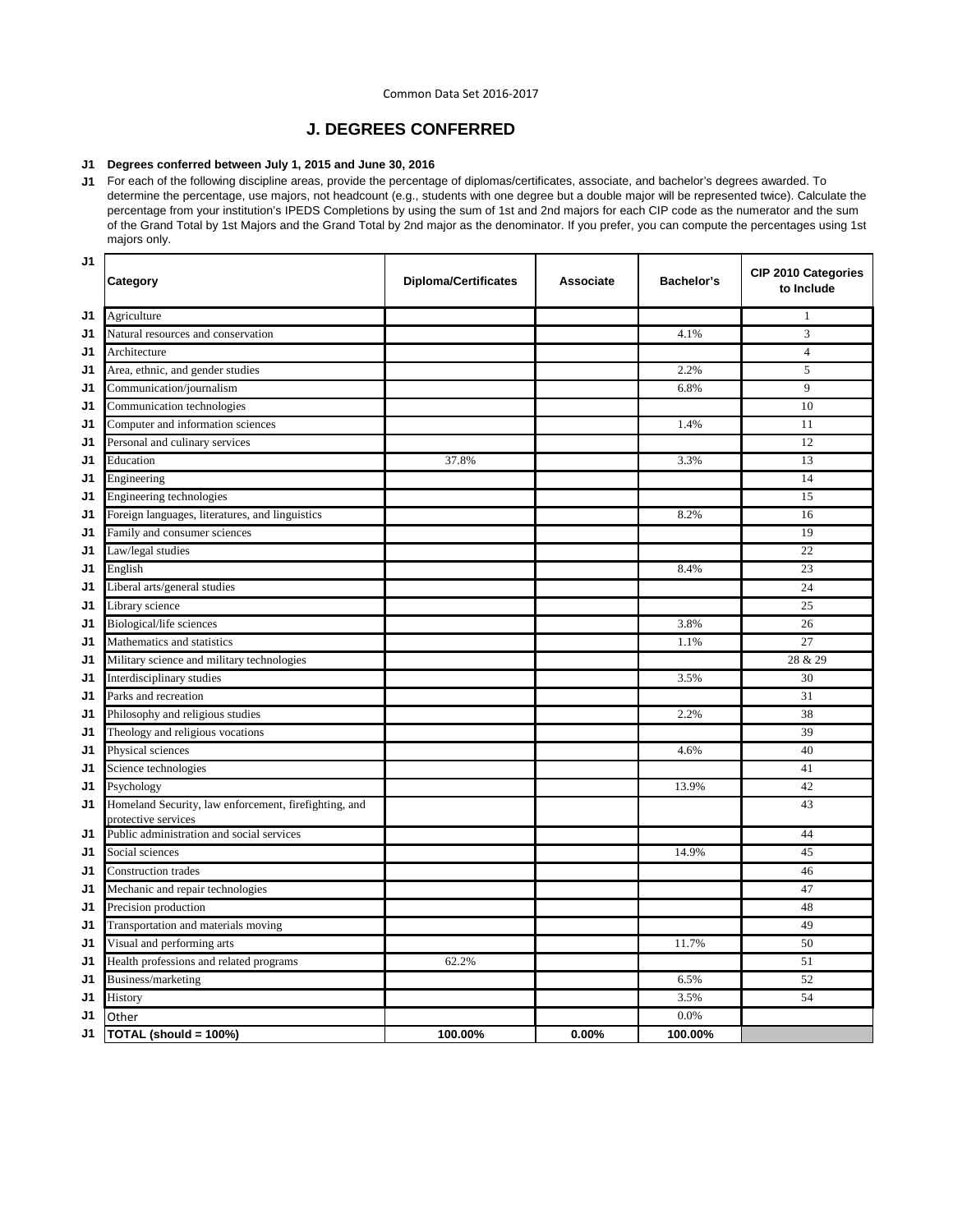Common Data Set 2016-2017

# J. DEGREES CONFERRED

**J1 Degrees conferred between July 1, 2015 and June 30, 2016**

J1 For each of the following discipline areas, provide the percentage of diplomas/certificates, associate, and bachelor's degrees awarded. To determine the percentage, use majors, not headcount (e.g., students with one degree but a double major will be represented twice). Calculate the percentage from your institution's IPEDS Completions by using the sum of 1st and 2nd majors for each CIP code as the numerator and the sum of the Grand Total by 1st Majors and the Grand Total by 2nd major as the denominator. If you prefer, you can compute the percentages using 1st majors only.

| | Category | Diploma/Certificates | Associate | Bachelor's | CIP 2010 Categories to Include |
|---|---|---|---|---|---|
| J1 | Agriculture | | | | 1 |
| J1 | Natural resources and conservation | | | 4.1% | 3 |
| J1 | Architecture | | | | 4 |
| J1 | Area, ethnic, and gender studies | | | 2.2% | 5 |
| J1 | Communication/journalism | | | 6.8% | 9 |
| J1 | Communication technologies | | | | 10 |
| J1 | Computer and information sciences | | | 1.4% | 11 |
| J1 | Personal and culinary services | | | | 12 |
| J1 | Education | 37.8% | | 3.3% | 13 |
| J1 | Engineering | | | | 14 |
| J1 | Engineering technologies | | | | 15 |
| J1 | Foreign languages, literatures, and linguistics | | | 8.2% | 16 |
| J1 | Family and consumer sciences | | | | 19 |
| J1 | Law/legal studies | | | | 22 |
| J1 | English | | | 8.4% | 23 |
| J1 | Liberal arts/general studies | | | | 24 |
| J1 | Library science | | | | 25 |
| J1 | Biological/life sciences | | | 3.8% | 26 |
| J1 | Mathematics and statistics | | | 1.1% | 27 |
| J1 | Military science and military technologies | | | | 28 & 29 |
| J1 | Interdisciplinary studies | | | 3.5% | 30 |
| J1 | Parks and recreation | | | | 31 |
| J1 | Philosophy and religious studies | | | 2.2% | 38 |
| J1 | Theology and religious vocations | | | | 39 |
| J1 | Physical sciences | | | 4.6% | 40 |
| J1 | Science technologies | | | | 41 |
| J1 | Psychology | | | 13.9% | 42 |
| J1 | Homeland Security, law enforcement, firefighting, and protective services | | | | 43 |
| J1 | Public administration and social services | | | | 44 |
| J1 | Social sciences | | | 14.9% | 45 |
| J1 | Construction trades | | | | 46 |
| J1 | Mechanic and repair technologies | | | | 47 |
| J1 | Precision production | | | | 48 |
| J1 | Transportation and materials moving | | | | 49 |
| J1 | Visual and performing arts | | | 11.7% | 50 |
| J1 | Health professions and related programs | 62.2% | | | 51 |
| J1 | Business/marketing | | | 6.5% | 52 |
| J1 | History | | | 3.5% | 54 |
| J1 | Other | | | 0.0% | |
| J1 | **TOTAL (should = 100%)** | **100.00%** | **0.00%** | **100.00%** | |